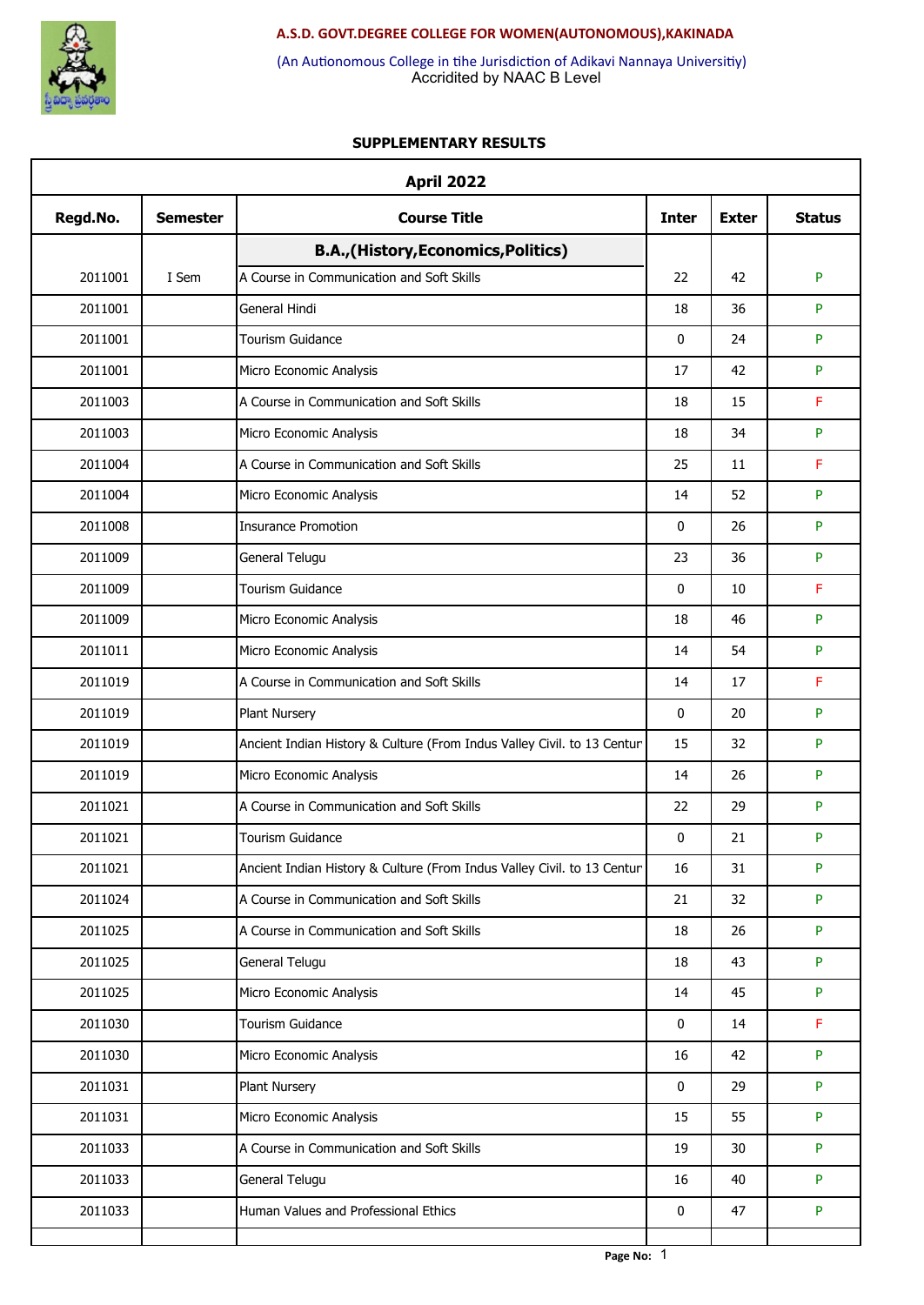**A.S.D. GOVT.DEGREE COLLEGE FOR WOMEN(AUTONOMOUS),KAKINADA**

(An Autionomous College in tihe Jurisdiction of Adikavi Nannaya Universitiy)
Accridited by NAAC B Level

## SUPPLEMENTARY RESULTS

| April 2022 | | | | | |
|---|---|---|---|---|---|
| **Regd.No.** | **Semester** | **Course Title** | **Inter** | **Exter** | **Status** |
| | | **B.A.,(History,Economics,Politics)** | | | |
| 2011001 | I Sem | A Course in Communication and Soft Skills | 22 | 42 | P |
| 2011001 | | General Hindi | 18 | 36 | P |
| 2011001 | | Tourism Guidance | 0 | 24 | P |
| 2011001 | | Micro Economic Analysis | 17 | 42 | P |
| 2011003 | | A Course in Communication and Soft Skills | 18 | 15 | F |
| 2011003 | | Micro Economic Analysis | 18 | 34 | P |
| 2011004 | | A Course in Communication and Soft Skills | 25 | 11 | F |
| 2011004 | | Micro Economic Analysis | 14 | 52 | P |
| 2011008 | | Insurance Promotion | 0 | 26 | P |
| 2011009 | | General Telugu | 23 | 36 | P |
| 2011009 | | Tourism Guidance | 0 | 10 | F |
| 2011009 | | Micro Economic Analysis | 18 | 46 | P |
| 2011011 | | Micro Economic Analysis | 14 | 54 | P |
| 2011019 | | A Course in Communication and Soft Skills | 14 | 17 | F |
| 2011019 | | Plant Nursery | 0 | 20 | P |
| 2011019 | | Ancient Indian History & Culture (From Indus Valley Civil. to 13 Centur | 15 | 32 | P |
| 2011019 | | Micro Economic Analysis | 14 | 26 | P |
| 2011021 | | A Course in Communication and Soft Skills | 22 | 29 | P |
| 2011021 | | Tourism Guidance | 0 | 21 | P |
| 2011021 | | Ancient Indian History & Culture (From Indus Valley Civil. to 13 Centur | 16 | 31 | P |
| 2011024 | | A Course in Communication and Soft Skills | 21 | 32 | P |
| 2011025 | | A Course in Communication and Soft Skills | 18 | 26 | P |
| 2011025 | | General Telugu | 18 | 43 | P |
| 2011025 | | Micro Economic Analysis | 14 | 45 | P |
| 2011030 | | Tourism Guidance | 0 | 14 | F |
| 2011030 | | Micro Economic Analysis | 16 | 42 | P |
| 2011031 | | Plant Nursery | 0 | 29 | P |
| 2011031 | | Micro Economic Analysis | 15 | 55 | P |
| 2011033 | | A Course in Communication and Soft Skills | 19 | 30 | P |
| 2011033 | | General Telugu | 16 | 40 | P |
| 2011033 | | Human Values and Professional Ethics | 0 | 47 | P |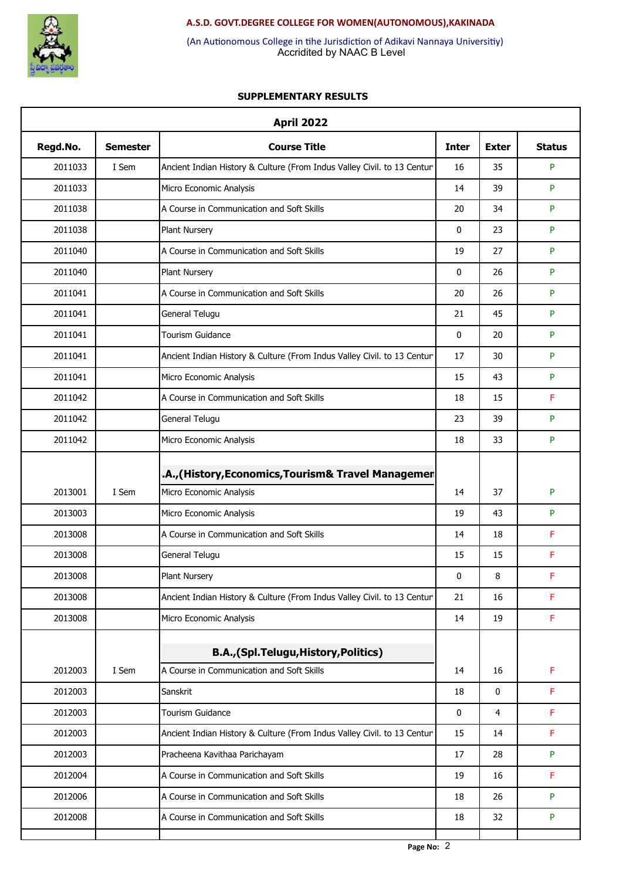**A.S.D. GOVT.DEGREE COLLEGE FOR WOMEN(AUTONOMOUS),KAKINADA**

(An Autionomous College in tihe Jurisdiction of Adikavi Nannaya Universitiy)
Accridited by NAAC B Level

## SUPPLEMENTARY RESULTS

| April 2022 | | | | | |
|---|---|---|---|---|---|
| **Regd.No.** | **Semester** | **Course Title** | **Inter** | **Exter** | **Status** |
| 2011033 | I Sem | Ancient Indian History & Culture (From Indus Valley Civil. to 13 Centur | 16 | 35 | P |
| 2011033 | | Micro Economic Analysis | 14 | 39 | P |
| 2011038 | | A Course in Communication and Soft Skills | 20 | 34 | P |
| 2011038 | | Plant Nursery | 0 | 23 | P |
| 2011040 | | A Course in Communication and Soft Skills | 19 | 27 | P |
| 2011040 | | Plant Nursery | 0 | 26 | P |
| 2011041 | | A Course in Communication and Soft Skills | 20 | 26 | P |
| 2011041 | | General Telugu | 21 | 45 | P |
| 2011041 | | Tourism Guidance | 0 | 20 | P |
| 2011041 | | Ancient Indian History & Culture (From Indus Valley Civil. to 13 Centur | 17 | 30 | P |
| 2011041 | | Micro Economic Analysis | 15 | 43 | P |
| 2011042 | | A Course in Communication and Soft Skills | 18 | 15 | F |
| 2011042 | | General Telugu | 23 | 39 | P |
| 2011042 | | Micro Economic Analysis | 18 | 33 | P |
| | | **.A.,(History,Economics,Tourism& Travel Managemen** | | | |
| 2013001 | I Sem | Micro Economic Analysis | 14 | 37 | P |
| 2013003 | | Micro Economic Analysis | 19 | 43 | P |
| 2013008 | | A Course in Communication and Soft Skills | 14 | 18 | F |
| 2013008 | | General Telugu | 15 | 15 | F |
| 2013008 | | Plant Nursery | 0 | 8 | F |
| 2013008 | | Ancient Indian History & Culture (From Indus Valley Civil. to 13 Centur | 21 | 16 | F |
| 2013008 | | Micro Economic Analysis | 14 | 19 | F |
| | | **B.A.,(Spl.Telugu,History,Politics)** | | | |
| 2012003 | I Sem | A Course in Communication and Soft Skills | 14 | 16 | F |
| 2012003 | | Sanskrit | 18 | 0 | F |
| 2012003 | | Tourism Guidance | 0 | 4 | F |
| 2012003 | | Ancient Indian History & Culture (From Indus Valley Civil. to 13 Centur | 15 | 14 | F |
| 2012003 | | Pracheena Kavithaa Parichayam | 17 | 28 | P |
| 2012004 | | A Course in Communication and Soft Skills | 19 | 16 | F |
| 2012006 | | A Course in Communication and Soft Skills | 18 | 26 | P |
| 2012008 | | A Course in Communication and Soft Skills | 18 | 32 | P |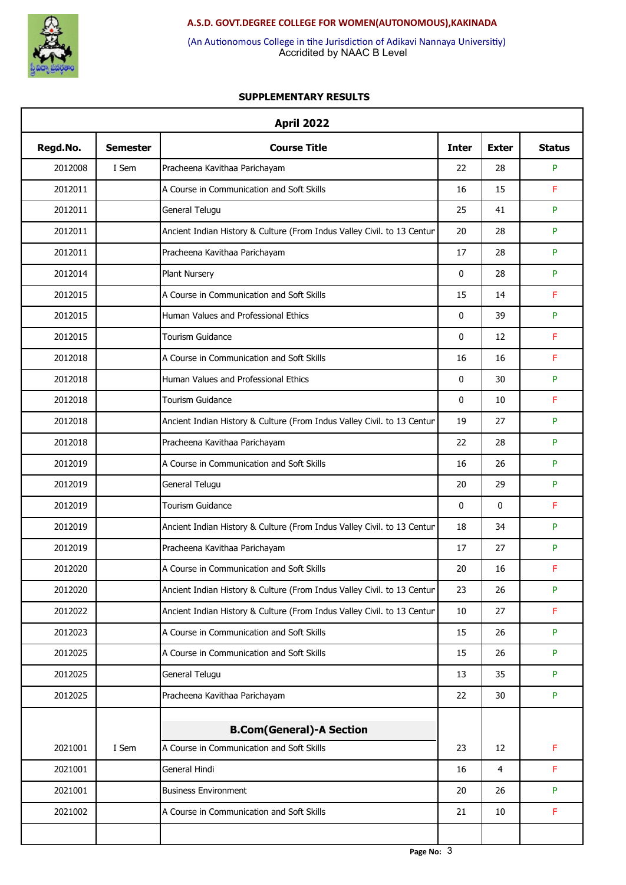**A.S.D. GOVT.DEGREE COLLEGE FOR WOMEN(AUTONOMOUS),KAKINADA**

(An Autionomous College in tihe Jurisdiction of Adikavi Nannaya Universitiy)
Accridited by NAAC B Level

**SUPPLEMENTARY RESULTS**

| April 2022 | | | | | |
|---|---|---|---|---|---|
| **Regd.No.** | **Semester** | **Course Title** | **Inter** | **Exter** | **Status** |
| 2012008 | I Sem | Pracheena Kavithaa Parichayam | 22 | 28 | P |
| 2012011 | | A Course in Communication and Soft Skills | 16 | 15 | F |
| 2012011 | | General Telugu | 25 | 41 | P |
| 2012011 | | Ancient Indian History & Culture (From Indus Valley Civil. to 13 Centur | 20 | 28 | P |
| 2012011 | | Pracheena Kavithaa Parichayam | 17 | 28 | P |
| 2012014 | | Plant Nursery | 0 | 28 | P |
| 2012015 | | A Course in Communication and Soft Skills | 15 | 14 | F |
| 2012015 | | Human Values and Professional Ethics | 0 | 39 | P |
| 2012015 | | Tourism Guidance | 0 | 12 | F |
| 2012018 | | A Course in Communication and Soft Skills | 16 | 16 | F |
| 2012018 | | Human Values and Professional Ethics | 0 | 30 | P |
| 2012018 | | Tourism Guidance | 0 | 10 | F |
| 2012018 | | Ancient Indian History & Culture (From Indus Valley Civil. to 13 Centur | 19 | 27 | P |
| 2012018 | | Pracheena Kavithaa Parichayam | 22 | 28 | P |
| 2012019 | | A Course in Communication and Soft Skills | 16 | 26 | P |
| 2012019 | | General Telugu | 20 | 29 | P |
| 2012019 | | Tourism Guidance | 0 | 0 | F |
| 2012019 | | Ancient Indian History & Culture (From Indus Valley Civil. to 13 Centur | 18 | 34 | P |
| 2012019 | | Pracheena Kavithaa Parichayam | 17 | 27 | P |
| 2012020 | | A Course in Communication and Soft Skills | 20 | 16 | F |
| 2012020 | | Ancient Indian History & Culture (From Indus Valley Civil. to 13 Centur | 23 | 26 | P |
| 2012022 | | Ancient Indian History & Culture (From Indus Valley Civil. to 13 Centur | 10 | 27 | F |
| 2012023 | | A Course in Communication and Soft Skills | 15 | 26 | P |
| 2012025 | | A Course in Communication and Soft Skills | 15 | 26 | P |
| 2012025 | | General Telugu | 13 | 35 | P |
| 2012025 | | Pracheena Kavithaa Parichayam | 22 | 30 | P |
| | | **B.Com(General)-A Section** | | | |
| 2021001 | I Sem | A Course in Communication and Soft Skills | 23 | 12 | F |
| 2021001 | | General Hindi | 16 | 4 | F |
| 2021001 | | Business Environment | 20 | 26 | P |
| 2021002 | | A Course in Communication and Soft Skills | 21 | 10 | F |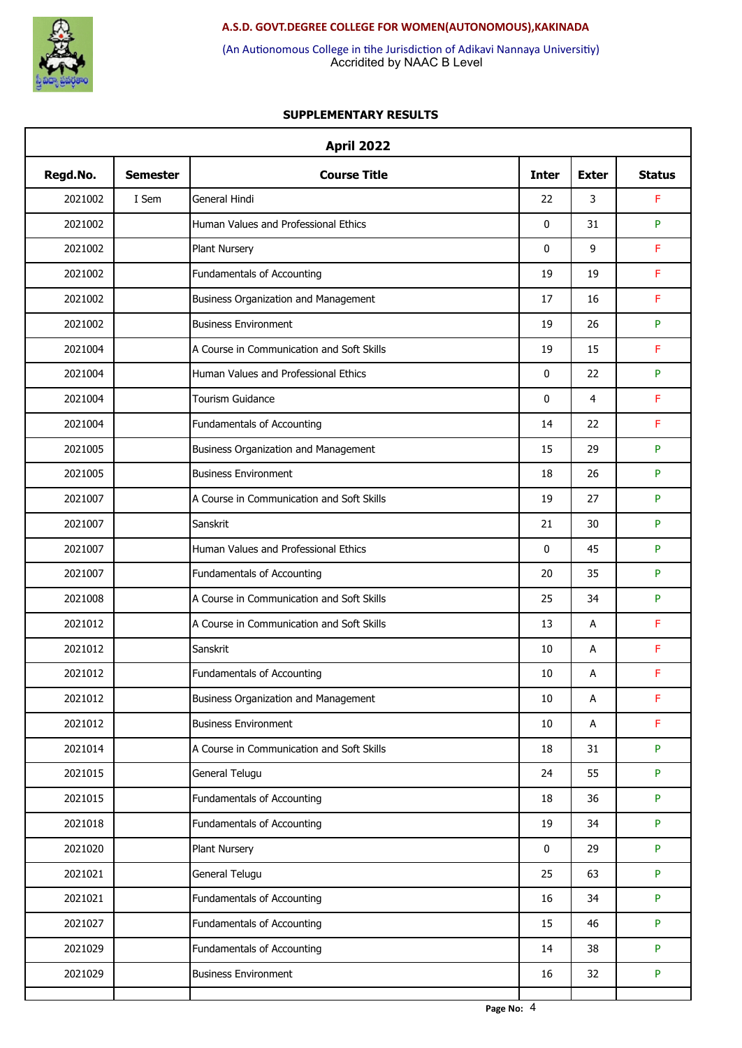**A.S.D. GOVT.DEGREE COLLEGE FOR WOMEN(AUTONOMOUS),KAKINADA**

(An Autionomous College in tihe Jurisdiction of Adikavi Nannaya Universitiy)
Accridited by NAAC B Level

## SUPPLEMENTARY RESULTS

| April 2022 | | | | | |
|---|---|---|---|---|---|
| **Regd.No.** | **Semester** | **Course Title** | **Inter** | **Exter** | **Status** |
| 2021002 | I Sem | General Hindi | 22 | 3 | F |
| 2021002 | | Human Values and Professional Ethics | 0 | 31 | P |
| 2021002 | | Plant Nursery | 0 | 9 | F |
| 2021002 | | Fundamentals of Accounting | 19 | 19 | F |
| 2021002 | | Business Organization and Management | 17 | 16 | F |
| 2021002 | | Business Environment | 19 | 26 | P |
| 2021004 | | A Course in Communication and Soft Skills | 19 | 15 | F |
| 2021004 | | Human Values and Professional Ethics | 0 | 22 | P |
| 2021004 | | Tourism Guidance | 0 | 4 | F |
| 2021004 | | Fundamentals of Accounting | 14 | 22 | F |
| 2021005 | | Business Organization and Management | 15 | 29 | P |
| 2021005 | | Business Environment | 18 | 26 | P |
| 2021007 | | A Course in Communication and Soft Skills | 19 | 27 | P |
| 2021007 | | Sanskrit | 21 | 30 | P |
| 2021007 | | Human Values and Professional Ethics | 0 | 45 | P |
| 2021007 | | Fundamentals of Accounting | 20 | 35 | P |
| 2021008 | | A Course in Communication and Soft Skills | 25 | 34 | P |
| 2021012 | | A Course in Communication and Soft Skills | 13 | A | F |
| 2021012 | | Sanskrit | 10 | A | F |
| 2021012 | | Fundamentals of Accounting | 10 | A | F |
| 2021012 | | Business Organization and Management | 10 | A | F |
| 2021012 | | Business Environment | 10 | A | F |
| 2021014 | | A Course in Communication and Soft Skills | 18 | 31 | P |
| 2021015 | | General Telugu | 24 | 55 | P |
| 2021015 | | Fundamentals of Accounting | 18 | 36 | P |
| 2021018 | | Fundamentals of Accounting | 19 | 34 | P |
| 2021020 | | Plant Nursery | 0 | 29 | P |
| 2021021 | | General Telugu | 25 | 63 | P |
| 2021021 | | Fundamentals of Accounting | 16 | 34 | P |
| 2021027 | | Fundamentals of Accounting | 15 | 46 | P |
| 2021029 | | Fundamentals of Accounting | 14 | 38 | P |
| 2021029 | | Business Environment | 16 | 32 | P |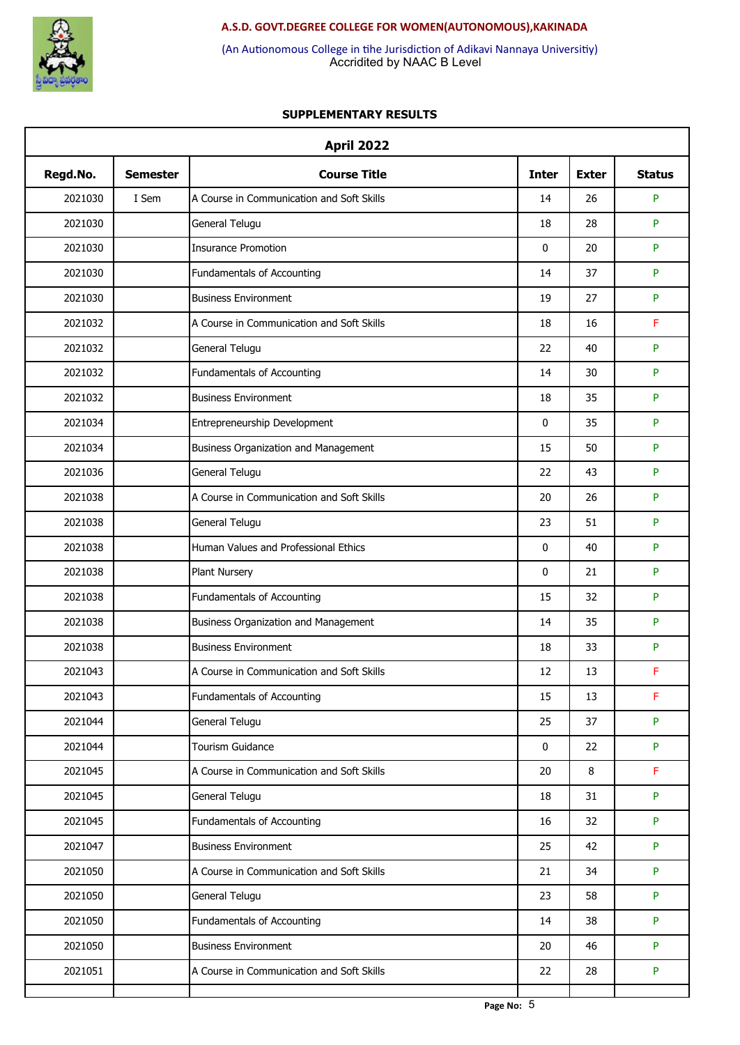**A.S.D. GOVT.DEGREE COLLEGE FOR WOMEN(AUTONOMOUS),KAKINADA**

(An Autionomous College in tihe Jurisdiction of Adikavi Nannaya Universitiy)
Accridited by NAAC B Level

**SUPPLEMENTARY RESULTS**

| April 2022 | | | | | |
|---|---|---|---|---|---|
| **Regd.No.** | **Semester** | **Course Title** | **Inter** | **Exter** | **Status** |
| 2021030 | I Sem | A Course in Communication and Soft Skills | 14 | 26 | P |
| 2021030 | | General Telugu | 18 | 28 | P |
| 2021030 | | Insurance Promotion | 0 | 20 | P |
| 2021030 | | Fundamentals of Accounting | 14 | 37 | P |
| 2021030 | | Business Environment | 19 | 27 | P |
| 2021032 | | A Course in Communication and Soft Skills | 18 | 16 | F |
| 2021032 | | General Telugu | 22 | 40 | P |
| 2021032 | | Fundamentals of Accounting | 14 | 30 | P |
| 2021032 | | Business Environment | 18 | 35 | P |
| 2021034 | | Entrepreneurship Development | 0 | 35 | P |
| 2021034 | | Business Organization and Management | 15 | 50 | P |
| 2021036 | | General Telugu | 22 | 43 | P |
| 2021038 | | A Course in Communication and Soft Skills | 20 | 26 | P |
| 2021038 | | General Telugu | 23 | 51 | P |
| 2021038 | | Human Values and Professional Ethics | 0 | 40 | P |
| 2021038 | | Plant Nursery | 0 | 21 | P |
| 2021038 | | Fundamentals of Accounting | 15 | 32 | P |
| 2021038 | | Business Organization and Management | 14 | 35 | P |
| 2021038 | | Business Environment | 18 | 33 | P |
| 2021043 | | A Course in Communication and Soft Skills | 12 | 13 | F |
| 2021043 | | Fundamentals of Accounting | 15 | 13 | F |
| 2021044 | | General Telugu | 25 | 37 | P |
| 2021044 | | Tourism Guidance | 0 | 22 | P |
| 2021045 | | A Course in Communication and Soft Skills | 20 | 8 | F |
| 2021045 | | General Telugu | 18 | 31 | P |
| 2021045 | | Fundamentals of Accounting | 16 | 32 | P |
| 2021047 | | Business Environment | 25 | 42 | P |
| 2021050 | | A Course in Communication and Soft Skills | 21 | 34 | P |
| 2021050 | | General Telugu | 23 | 58 | P |
| 2021050 | | Fundamentals of Accounting | 14 | 38 | P |
| 2021050 | | Business Environment | 20 | 46 | P |
| 2021051 | | A Course in Communication and Soft Skills | 22 | 28 | P |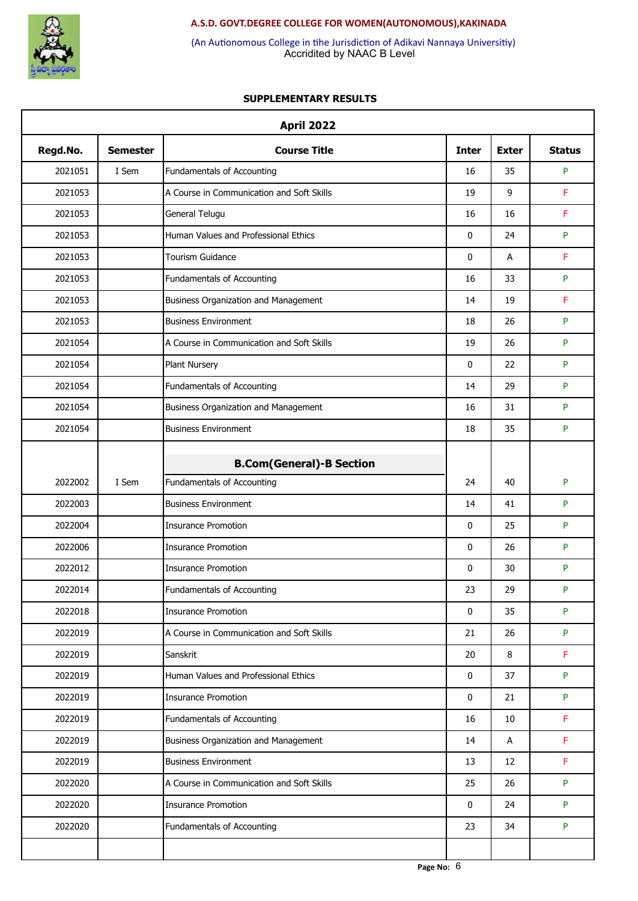A.S.D. GOVT.DEGREE COLLEGE FOR WOMEN(AUTONOMOUS),KAKINADA

(An Autionomous College in tihe Jurisdiction of Adikavi Nannaya Universitiy)
Accridited by NAAC B Level

## SUPPLEMENTARY RESULTS

| April 2022 | | | | | |
|---|---|---|---|---|---|
| **Regd.No.** | **Semester** | **Course Title** | **Inter** | **Exter** | **Status** |
| 2021051 | I Sem | Fundamentals of Accounting | 16 | 35 | P |
| 2021053 | | A Course in Communication and Soft Skills | 19 | 9 | F |
| 2021053 | | General Telugu | 16 | 16 | F |
| 2021053 | | Human Values and Professional Ethics | 0 | 24 | P |
| 2021053 | | Tourism Guidance | 0 | A | F |
| 2021053 | | Fundamentals of Accounting | 16 | 33 | P |
| 2021053 | | Business Organization and Management | 14 | 19 | F |
| 2021053 | | Business Environment | 18 | 26 | P |
| 2021054 | | A Course in Communication and Soft Skills | 19 | 26 | P |
| 2021054 | | Plant Nursery | 0 | 22 | P |
| 2021054 | | Fundamentals of Accounting | 14 | 29 | P |
| 2021054 | | Business Organization and Management | 16 | 31 | P |
| 2021054 | | Business Environment | 18 | 35 | P |
| | | **B.Com(General)-B Section** | | | |
| 2022002 | I Sem | Fundamentals of Accounting | 24 | 40 | P |
| 2022003 | | Business Environment | 14 | 41 | P |
| 2022004 | | Insurance Promotion | 0 | 25 | P |
| 2022006 | | Insurance Promotion | 0 | 26 | P |
| 2022012 | | Insurance Promotion | 0 | 30 | P |
| 2022014 | | Fundamentals of Accounting | 23 | 29 | P |
| 2022018 | | Insurance Promotion | 0 | 35 | P |
| 2022019 | | A Course in Communication and Soft Skills | 21 | 26 | P |
| 2022019 | | Sanskrit | 20 | 8 | F |
| 2022019 | | Human Values and Professional Ethics | 0 | 37 | P |
| 2022019 | | Insurance Promotion | 0 | 21 | P |
| 2022019 | | Fundamentals of Accounting | 16 | 10 | F |
| 2022019 | | Business Organization and Management | 14 | A | F |
| 2022019 | | Business Environment | 13 | 12 | F |
| 2022020 | | A Course in Communication and Soft Skills | 25 | 26 | P |
| 2022020 | | Insurance Promotion | 0 | 24 | P |
| 2022020 | | Fundamentals of Accounting | 23 | 34 | P |
| | | | | | |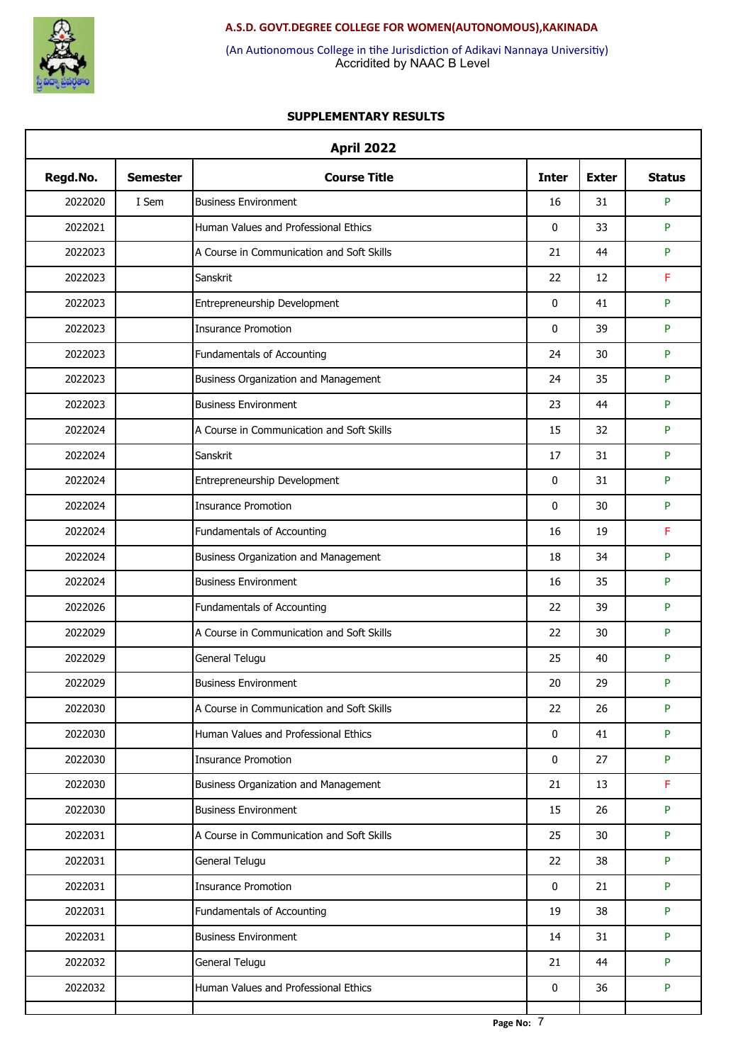**A.S.D. GOVT.DEGREE COLLEGE FOR WOMEN(AUTONOMOUS),KAKINADA**

(An Autionomous College in tihe Jurisdiction of Adikavi Nannaya Universitiy)
Accridited by NAAC B Level

**SUPPLEMENTARY RESULTS**

| April 2022 | | | | | |
|---|---|---|---|---|---|
| **Regd.No.** | **Semester** | **Course Title** | **Inter** | **Exter** | **Status** |
| 2022020 | I Sem | Business Environment | 16 | 31 | P |
| 2022021 | | Human Values and Professional Ethics | 0 | 33 | P |
| 2022023 | | A Course in Communication and Soft Skills | 21 | 44 | P |
| 2022023 | | Sanskrit | 22 | 12 | F |
| 2022023 | | Entrepreneurship Development | 0 | 41 | P |
| 2022023 | | Insurance Promotion | 0 | 39 | P |
| 2022023 | | Fundamentals of Accounting | 24 | 30 | P |
| 2022023 | | Business Organization and Management | 24 | 35 | P |
| 2022023 | | Business Environment | 23 | 44 | P |
| 2022024 | | A Course in Communication and Soft Skills | 15 | 32 | P |
| 2022024 | | Sanskrit | 17 | 31 | P |
| 2022024 | | Entrepreneurship Development | 0 | 31 | P |
| 2022024 | | Insurance Promotion | 0 | 30 | P |
| 2022024 | | Fundamentals of Accounting | 16 | 19 | F |
| 2022024 | | Business Organization and Management | 18 | 34 | P |
| 2022024 | | Business Environment | 16 | 35 | P |
| 2022026 | | Fundamentals of Accounting | 22 | 39 | P |
| 2022029 | | A Course in Communication and Soft Skills | 22 | 30 | P |
| 2022029 | | General Telugu | 25 | 40 | P |
| 2022029 | | Business Environment | 20 | 29 | P |
| 2022030 | | A Course in Communication and Soft Skills | 22 | 26 | P |
| 2022030 | | Human Values and Professional Ethics | 0 | 41 | P |
| 2022030 | | Insurance Promotion | 0 | 27 | P |
| 2022030 | | Business Organization and Management | 21 | 13 | F |
| 2022030 | | Business Environment | 15 | 26 | P |
| 2022031 | | A Course in Communication and Soft Skills | 25 | 30 | P |
| 2022031 | | General Telugu | 22 | 38 | P |
| 2022031 | | Insurance Promotion | 0 | 21 | P |
| 2022031 | | Fundamentals of Accounting | 19 | 38 | P |
| 2022031 | | Business Environment | 14 | 31 | P |
| 2022032 | | General Telugu | 21 | 44 | P |
| 2022032 | | Human Values and Professional Ethics | 0 | 36 | P |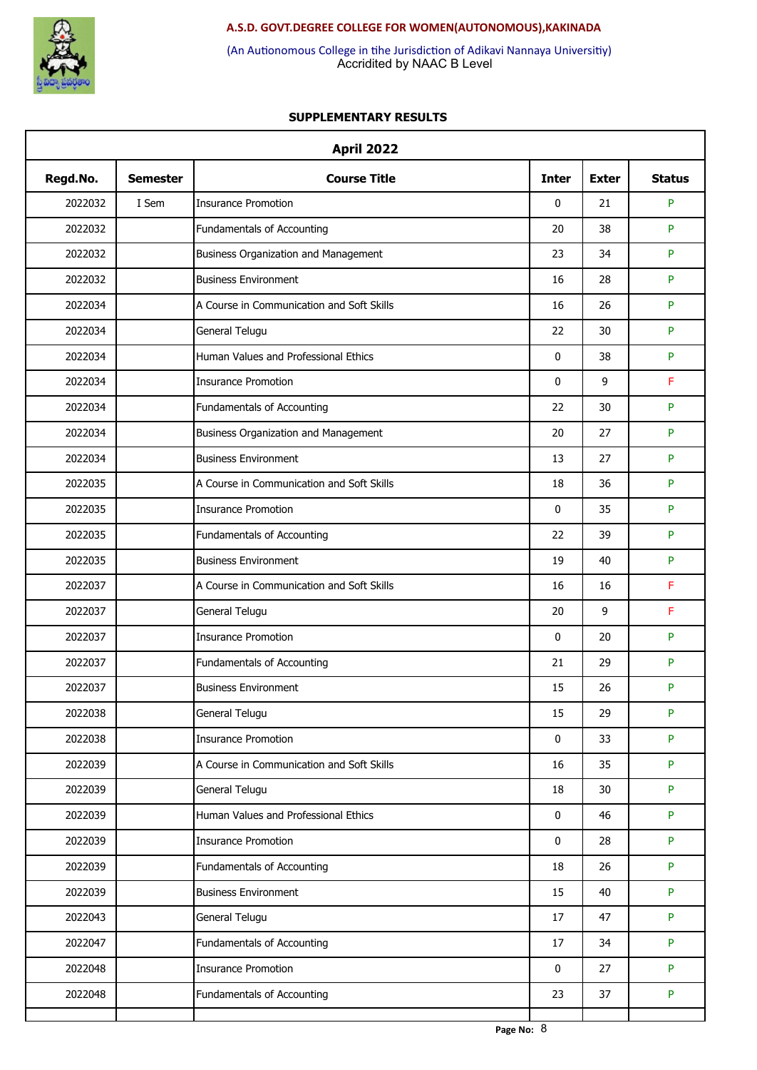A.S.D. GOVT.DEGREE COLLEGE FOR WOMEN(AUTONOMOUS),KAKINADA

(An Autionomous College in tihe Jurisdiction of Adikavi Nannaya Universitiy)
Accridited by NAAC B Level

## SUPPLEMENTARY RESULTS

| April 2022 | | | | | |
|---|---|---|---|---|---|
| **Regd.No.** | **Semester** | **Course Title** | **Inter** | **Exter** | **Status** |
| 2022032 | I Sem | Insurance Promotion | 0 | 21 | P |
| 2022032 | | Fundamentals of Accounting | 20 | 38 | P |
| 2022032 | | Business Organization and Management | 23 | 34 | P |
| 2022032 | | Business Environment | 16 | 28 | P |
| 2022034 | | A Course in Communication and Soft Skills | 16 | 26 | P |
| 2022034 | | General Telugu | 22 | 30 | P |
| 2022034 | | Human Values and Professional Ethics | 0 | 38 | P |
| 2022034 | | Insurance Promotion | 0 | 9 | F |
| 2022034 | | Fundamentals of Accounting | 22 | 30 | P |
| 2022034 | | Business Organization and Management | 20 | 27 | P |
| 2022034 | | Business Environment | 13 | 27 | P |
| 2022035 | | A Course in Communication and Soft Skills | 18 | 36 | P |
| 2022035 | | Insurance Promotion | 0 | 35 | P |
| 2022035 | | Fundamentals of Accounting | 22 | 39 | P |
| 2022035 | | Business Environment | 19 | 40 | P |
| 2022037 | | A Course in Communication and Soft Skills | 16 | 16 | F |
| 2022037 | | General Telugu | 20 | 9 | F |
| 2022037 | | Insurance Promotion | 0 | 20 | P |
| 2022037 | | Fundamentals of Accounting | 21 | 29 | P |
| 2022037 | | Business Environment | 15 | 26 | P |
| 2022038 | | General Telugu | 15 | 29 | P |
| 2022038 | | Insurance Promotion | 0 | 33 | P |
| 2022039 | | A Course in Communication and Soft Skills | 16 | 35 | P |
| 2022039 | | General Telugu | 18 | 30 | P |
| 2022039 | | Human Values and Professional Ethics | 0 | 46 | P |
| 2022039 | | Insurance Promotion | 0 | 28 | P |
| 2022039 | | Fundamentals of Accounting | 18 | 26 | P |
| 2022039 | | Business Environment | 15 | 40 | P |
| 2022043 | | General Telugu | 17 | 47 | P |
| 2022047 | | Fundamentals of Accounting | 17 | 34 | P |
| 2022048 | | Insurance Promotion | 0 | 27 | P |
| 2022048 | | Fundamentals of Accounting | 23 | 37 | P |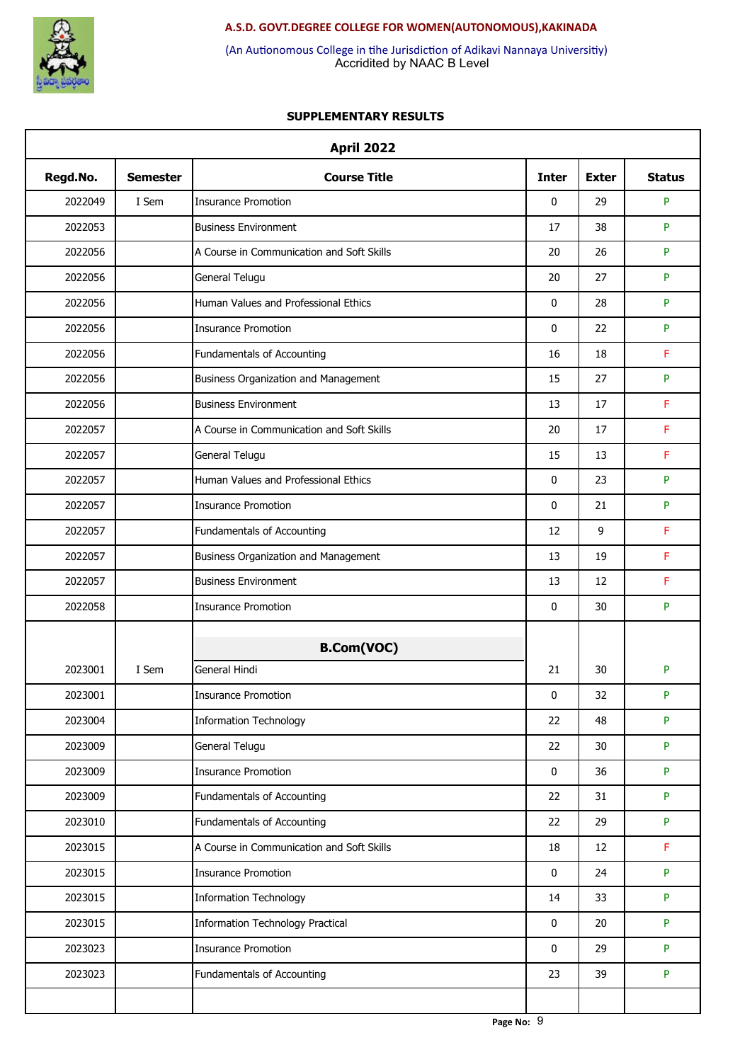A.S.D. GOVT.DEGREE COLLEGE FOR WOMEN(AUTONOMOUS),KAKINADA

(An Autionomous College in tihe Jurisdiction of Adikavi Nannaya Universitiy)
Accridited by NAAC B Level

## SUPPLEMENTARY RESULTS

| April 2022 | | | | | |
|---|---|---|---|---|---|
| **Regd.No.** | **Semester** | **Course Title** | **Inter** | **Exter** | **Status** |
| 2022049 | I Sem | Insurance Promotion | 0 | 29 | P |
| 2022053 | | Business Environment | 17 | 38 | P |
| 2022056 | | A Course in Communication and Soft Skills | 20 | 26 | P |
| 2022056 | | General Telugu | 20 | 27 | P |
| 2022056 | | Human Values and Professional Ethics | 0 | 28 | P |
| 2022056 | | Insurance Promotion | 0 | 22 | P |
| 2022056 | | Fundamentals of Accounting | 16 | 18 | F |
| 2022056 | | Business Organization and Management | 15 | 27 | P |
| 2022056 | | Business Environment | 13 | 17 | F |
| 2022057 | | A Course in Communication and Soft Skills | 20 | 17 | F |
| 2022057 | | General Telugu | 15 | 13 | F |
| 2022057 | | Human Values and Professional Ethics | 0 | 23 | P |
| 2022057 | | Insurance Promotion | 0 | 21 | P |
| 2022057 | | Fundamentals of Accounting | 12 | 9 | F |
| 2022057 | | Business Organization and Management | 13 | 19 | F |
| 2022057 | | Business Environment | 13 | 12 | F |
| 2022058 | | Insurance Promotion | 0 | 30 | P |
| | | **B.Com(VOC)** | | | |
| 2023001 | I Sem | General Hindi | 21 | 30 | P |
| 2023001 | | Insurance Promotion | 0 | 32 | P |
| 2023004 | | Information Technology | 22 | 48 | P |
| 2023009 | | General Telugu | 22 | 30 | P |
| 2023009 | | Insurance Promotion | 0 | 36 | P |
| 2023009 | | Fundamentals of Accounting | 22 | 31 | P |
| 2023010 | | Fundamentals of Accounting | 22 | 29 | P |
| 2023015 | | A Course in Communication and Soft Skills | 18 | 12 | F |
| 2023015 | | Insurance Promotion | 0 | 24 | P |
| 2023015 | | Information Technology | 14 | 33 | P |
| 2023015 | | Information Technology Practical | 0 | 20 | P |
| 2023023 | | Insurance Promotion | 0 | 29 | P |
| 2023023 | | Fundamentals of Accounting | 23 | 39 | P |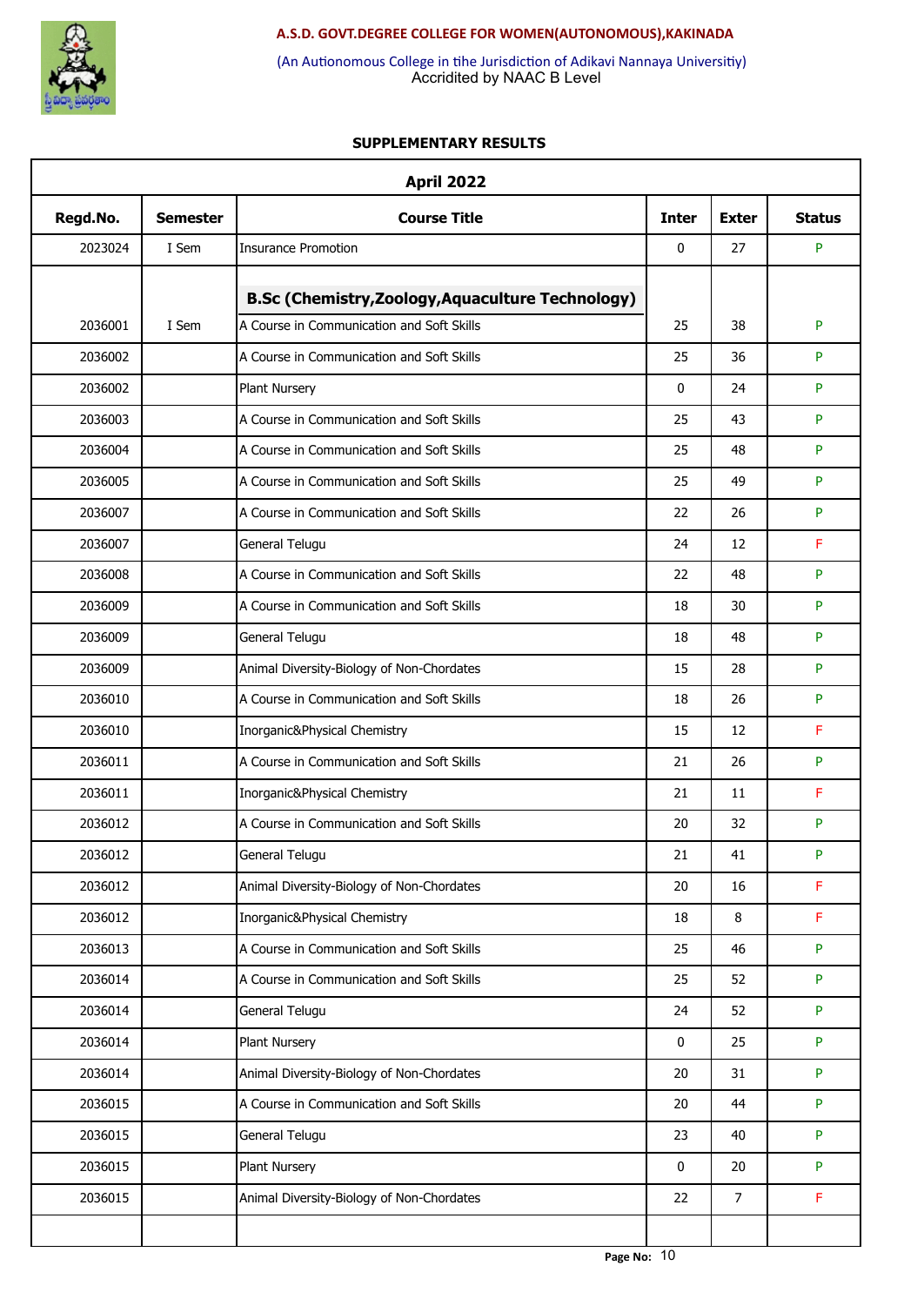**A.S.D. GOVT.DEGREE COLLEGE FOR WOMEN(AUTONOMOUS),KAKINADA**

(An Autionomous College in tiıe Jurisdiction of Adikavi Nannaya Universitiy)
Accridited by NAAC B Level

## SUPPLEMENTARY RESULTS

| April 2022 | | | | | |
|---|---|---|---|---|---|
| **Regd.No.** | **Semester** | **Course Title** | **Inter** | **Exter** | **Status** |
| 2023024 | I Sem | Insurance Promotion | 0 | 27 | P |
| | | **B.Sc (Chemistry,Zoology,Aquaculture Technology)** | | | |
| 2036001 | I Sem | A Course in Communication and Soft Skills | 25 | 38 | P |
| 2036002 | | A Course in Communication and Soft Skills | 25 | 36 | P |
| 2036002 | | Plant Nursery | 0 | 24 | P |
| 2036003 | | A Course in Communication and Soft Skills | 25 | 43 | P |
| 2036004 | | A Course in Communication and Soft Skills | 25 | 48 | P |
| 2036005 | | A Course in Communication and Soft Skills | 25 | 49 | P |
| 2036007 | | A Course in Communication and Soft Skills | 22 | 26 | P |
| 2036007 | | General Telugu | 24 | 12 | F |
| 2036008 | | A Course in Communication and Soft Skills | 22 | 48 | P |
| 2036009 | | A Course in Communication and Soft Skills | 18 | 30 | P |
| 2036009 | | General Telugu | 18 | 48 | P |
| 2036009 | | Animal Diversity-Biology of Non-Chordates | 15 | 28 | P |
| 2036010 | | A Course in Communication and Soft Skills | 18 | 26 | P |
| 2036010 | | Inorganic&Physical Chemistry | 15 | 12 | F |
| 2036011 | | A Course in Communication and Soft Skills | 21 | 26 | P |
| 2036011 | | Inorganic&Physical Chemistry | 21 | 11 | F |
| 2036012 | | A Course in Communication and Soft Skills | 20 | 32 | P |
| 2036012 | | General Telugu | 21 | 41 | P |
| 2036012 | | Animal Diversity-Biology of Non-Chordates | 20 | 16 | F |
| 2036012 | | Inorganic&Physical Chemistry | 18 | 8 | F |
| 2036013 | | A Course in Communication and Soft Skills | 25 | 46 | P |
| 2036014 | | A Course in Communication and Soft Skills | 25 | 52 | P |
| 2036014 | | General Telugu | 24 | 52 | P |
| 2036014 | | Plant Nursery | 0 | 25 | P |
| 2036014 | | Animal Diversity-Biology of Non-Chordates | 20 | 31 | P |
| 2036015 | | A Course in Communication and Soft Skills | 20 | 44 | P |
| 2036015 | | General Telugu | 23 | 40 | P |
| 2036015 | | Plant Nursery | 0 | 20 | P |
| 2036015 | | Animal Diversity-Biology of Non-Chordates | 22 | 7 | F |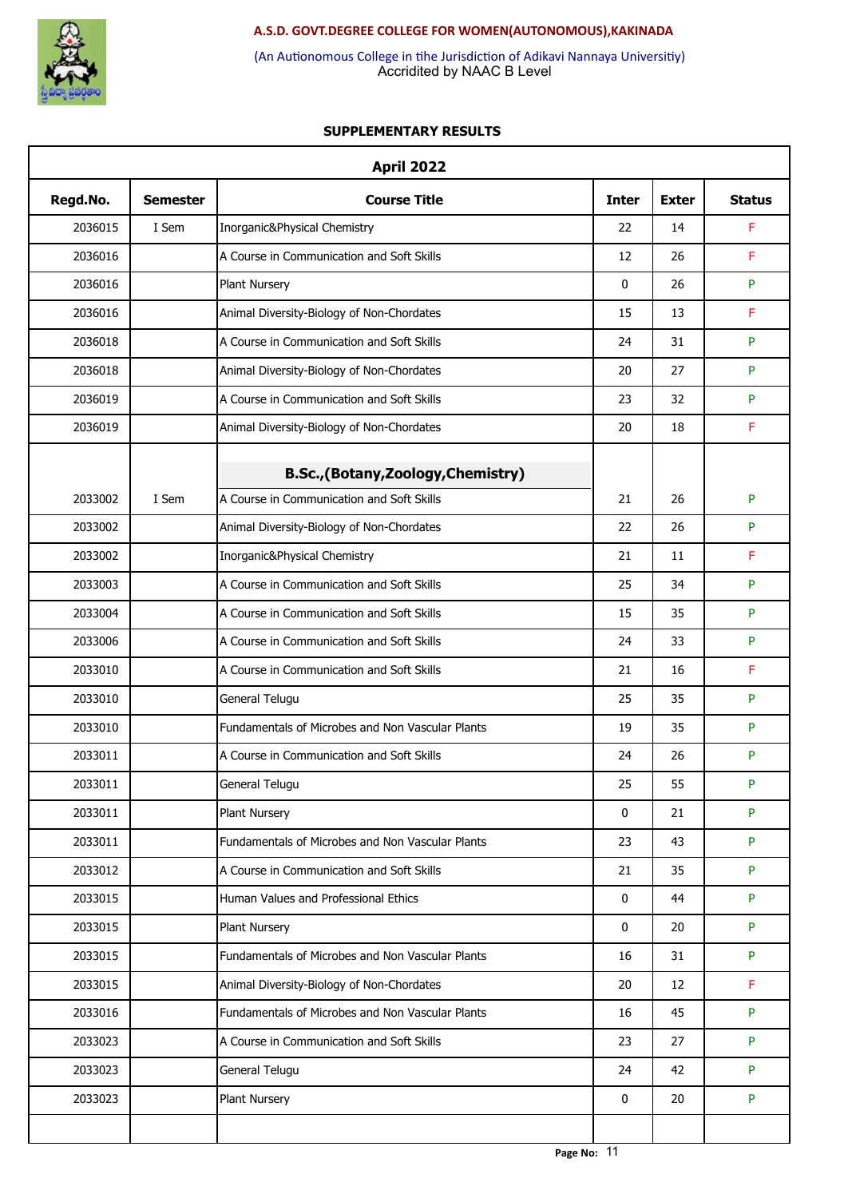**A.S.D. GOVT.DEGREE COLLEGE FOR WOMEN(AUTONOMOUS),KAKINADA**

(An Autionomous College in tithe Jurisdiction of Adikavi Nannaya Universitiy)
Accridited by NAAC B Level

**SUPPLEMENTARY RESULTS**

| April 2022 | | | | | |
|---|---|---|---|---|---|
| **Regd.No.** | **Semester** | **Course Title** | **Inter** | **Exter** | **Status** |
| 2036015 | I Sem | Inorganic&Physical Chemistry | 22 | 14 | F |
| 2036016 | | A Course in Communication and Soft Skills | 12 | 26 | F |
| 2036016 | | Plant Nursery | 0 | 26 | P |
| 2036016 | | Animal Diversity-Biology of Non-Chordates | 15 | 13 | F |
| 2036018 | | A Course in Communication and Soft Skills | 24 | 31 | P |
| 2036018 | | Animal Diversity-Biology of Non-Chordates | 20 | 27 | P |
| 2036019 | | A Course in Communication and Soft Skills | 23 | 32 | P |
| 2036019 | | Animal Diversity-Biology of Non-Chordates | 20 | 18 | F |
| | | **B.Sc.,(Botany,Zoology,Chemistry)** | | | |
| 2033002 | I Sem | A Course in Communication and Soft Skills | 21 | 26 | P |
| 2033002 | | Animal Diversity-Biology of Non-Chordates | 22 | 26 | P |
| 2033002 | | Inorganic&Physical Chemistry | 21 | 11 | F |
| 2033003 | | A Course in Communication and Soft Skills | 25 | 34 | P |
| 2033004 | | A Course in Communication and Soft Skills | 15 | 35 | P |
| 2033006 | | A Course in Communication and Soft Skills | 24 | 33 | P |
| 2033010 | | A Course in Communication and Soft Skills | 21 | 16 | F |
| 2033010 | | General Telugu | 25 | 35 | P |
| 2033010 | | Fundamentals of Microbes and Non Vascular Plants | 19 | 35 | P |
| 2033011 | | A Course in Communication and Soft Skills | 24 | 26 | P |
| 2033011 | | General Telugu | 25 | 55 | P |
| 2033011 | | Plant Nursery | 0 | 21 | P |
| 2033011 | | Fundamentals of Microbes and Non Vascular Plants | 23 | 43 | P |
| 2033012 | | A Course in Communication and Soft Skills | 21 | 35 | P |
| 2033015 | | Human Values and Professional Ethics | 0 | 44 | P |
| 2033015 | | Plant Nursery | 0 | 20 | P |
| 2033015 | | Fundamentals of Microbes and Non Vascular Plants | 16 | 31 | P |
| 2033015 | | Animal Diversity-Biology of Non-Chordates | 20 | 12 | F |
| 2033016 | | Fundamentals of Microbes and Non Vascular Plants | 16 | 45 | P |
| 2033023 | | A Course in Communication and Soft Skills | 23 | 27 | P |
| 2033023 | | General Telugu | 24 | 42 | P |
| 2033023 | | Plant Nursery | 0 | 20 | P |
| | | | | | |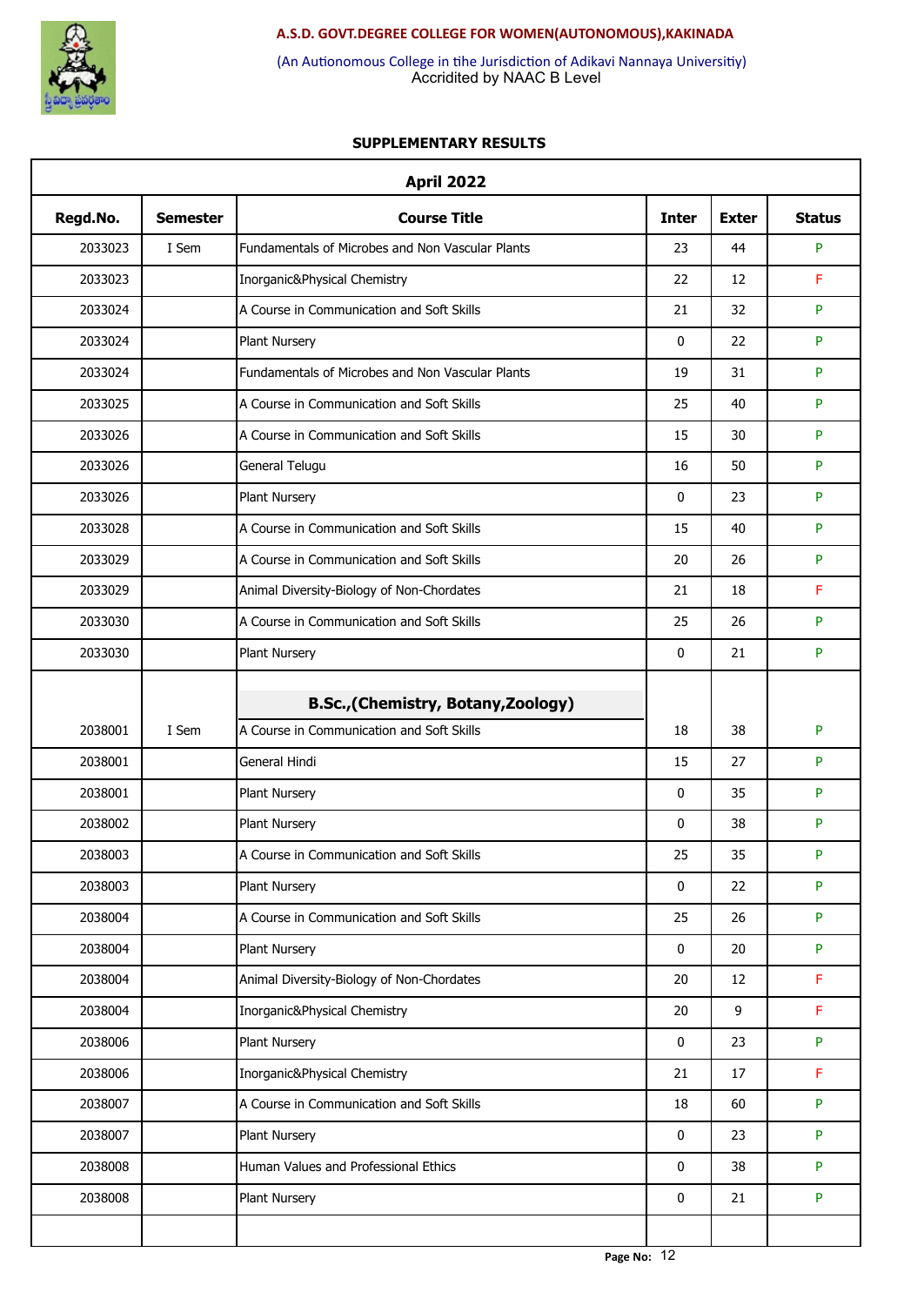**A.S.D. GOVT.DEGREE COLLEGE FOR WOMEN(AUTONOMOUS),KAKINADA**

(An Autionomous College in tihe Jurisdiction of Adikavi Nannaya Universitiy)
Accridited by NAAC B Level

**SUPPLEMENTARY RESULTS**

| April 2022 | | | | | |
|---|---|---|---|---|---|
| **Regd.No.** | **Semester** | **Course Title** | **Inter** | **Exter** | **Status** |
| 2033023 | I Sem | Fundamentals of Microbes and Non Vascular Plants | 23 | 44 | P |
| 2033023 | | Inorganic&Physical Chemistry | 22 | 12 | F |
| 2033024 | | A Course in Communication and Soft Skills | 21 | 32 | P |
| 2033024 | | Plant Nursery | 0 | 22 | P |
| 2033024 | | Fundamentals of Microbes and Non Vascular Plants | 19 | 31 | P |
| 2033025 | | A Course in Communication and Soft Skills | 25 | 40 | P |
| 2033026 | | A Course in Communication and Soft Skills | 15 | 30 | P |
| 2033026 | | General Telugu | 16 | 50 | P |
| 2033026 | | Plant Nursery | 0 | 23 | P |
| 2033028 | | A Course in Communication and Soft Skills | 15 | 40 | P |
| 2033029 | | A Course in Communication and Soft Skills | 20 | 26 | P |
| 2033029 | | Animal Diversity-Biology of Non-Chordates | 21 | 18 | F |
| 2033030 | | A Course in Communication and Soft Skills | 25 | 26 | P |
| 2033030 | | Plant Nursery | 0 | 21 | P |
| | | **B.Sc.,(Chemistry, Botany,Zoology)** | | | |
| 2038001 | I Sem | A Course in Communication and Soft Skills | 18 | 38 | P |
| 2038001 | | General Hindi | 15 | 27 | P |
| 2038001 | | Plant Nursery | 0 | 35 | P |
| 2038002 | | Plant Nursery | 0 | 38 | P |
| 2038003 | | A Course in Communication and Soft Skills | 25 | 35 | P |
| 2038003 | | Plant Nursery | 0 | 22 | P |
| 2038004 | | A Course in Communication and Soft Skills | 25 | 26 | P |
| 2038004 | | Plant Nursery | 0 | 20 | P |
| 2038004 | | Animal Diversity-Biology of Non-Chordates | 20 | 12 | F |
| 2038004 | | Inorganic&Physical Chemistry | 20 | 9 | F |
| 2038006 | | Plant Nursery | 0 | 23 | P |
| 2038006 | | Inorganic&Physical Chemistry | 21 | 17 | F |
| 2038007 | | A Course in Communication and Soft Skills | 18 | 60 | P |
| 2038007 | | Plant Nursery | 0 | 23 | P |
| 2038008 | | Human Values and Professional Ethics | 0 | 38 | P |
| 2038008 | | Plant Nursery | 0 | 21 | P |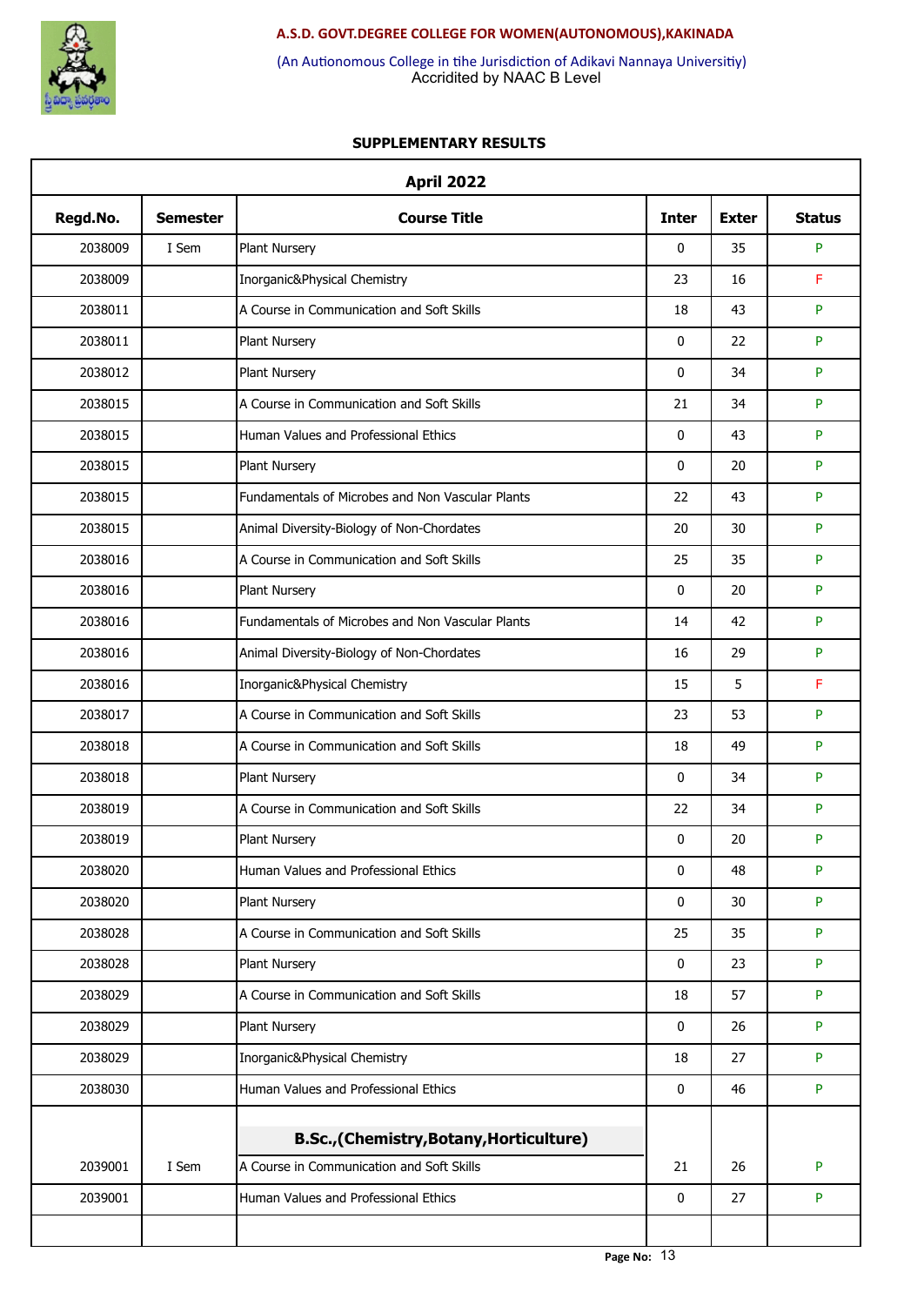**A.S.D. GOVT.DEGREE COLLEGE FOR WOMEN(AUTONOMOUS),KAKINADA**

(An Autionomous College in tihe Jurisdiction of Adikavi Nannaya Universitiy)
Accridited by NAAC B Level

### SUPPLEMENTARY RESULTS

| April 2022 | | | | | |
|---|---|---|---|---|---|
| **Regd.No.** | **Semester** | **Course Title** | **Inter** | **Exter** | **Status** |
| 2038009 | I Sem | Plant Nursery | 0 | 35 | P |
| 2038009 | | Inorganic&Physical Chemistry | 23 | 16 | F |
| 2038011 | | A Course in Communication and Soft Skills | 18 | 43 | P |
| 2038011 | | Plant Nursery | 0 | 22 | P |
| 2038012 | | Plant Nursery | 0 | 34 | P |
| 2038015 | | A Course in Communication and Soft Skills | 21 | 34 | P |
| 2038015 | | Human Values and Professional Ethics | 0 | 43 | P |
| 2038015 | | Plant Nursery | 0 | 20 | P |
| 2038015 | | Fundamentals of Microbes and Non Vascular Plants | 22 | 43 | P |
| 2038015 | | Animal Diversity-Biology of Non-Chordates | 20 | 30 | P |
| 2038016 | | A Course in Communication and Soft Skills | 25 | 35 | P |
| 2038016 | | Plant Nursery | 0 | 20 | P |
| 2038016 | | Fundamentals of Microbes and Non Vascular Plants | 14 | 42 | P |
| 2038016 | | Animal Diversity-Biology of Non-Chordates | 16 | 29 | P |
| 2038016 | | Inorganic&Physical Chemistry | 15 | 5 | F |
| 2038017 | | A Course in Communication and Soft Skills | 23 | 53 | P |
| 2038018 | | A Course in Communication and Soft Skills | 18 | 49 | P |
| 2038018 | | Plant Nursery | 0 | 34 | P |
| 2038019 | | A Course in Communication and Soft Skills | 22 | 34 | P |
| 2038019 | | Plant Nursery | 0 | 20 | P |
| 2038020 | | Human Values and Professional Ethics | 0 | 48 | P |
| 2038020 | | Plant Nursery | 0 | 30 | P |
| 2038028 | | A Course in Communication and Soft Skills | 25 | 35 | P |
| 2038028 | | Plant Nursery | 0 | 23 | P |
| 2038029 | | A Course in Communication and Soft Skills | 18 | 57 | P |
| 2038029 | | Plant Nursery | 0 | 26 | P |
| 2038029 | | Inorganic&Physical Chemistry | 18 | 27 | P |
| 2038030 | | Human Values and Professional Ethics | 0 | 46 | P |
| | | **B.Sc.,(Chemistry,Botany,Horticulture)** | | | |
| 2039001 | I Sem | A Course in Communication and Soft Skills | 21 | 26 | P |
| 2039001 | | Human Values and Professional Ethics | 0 | 27 | P |
| | | | | | |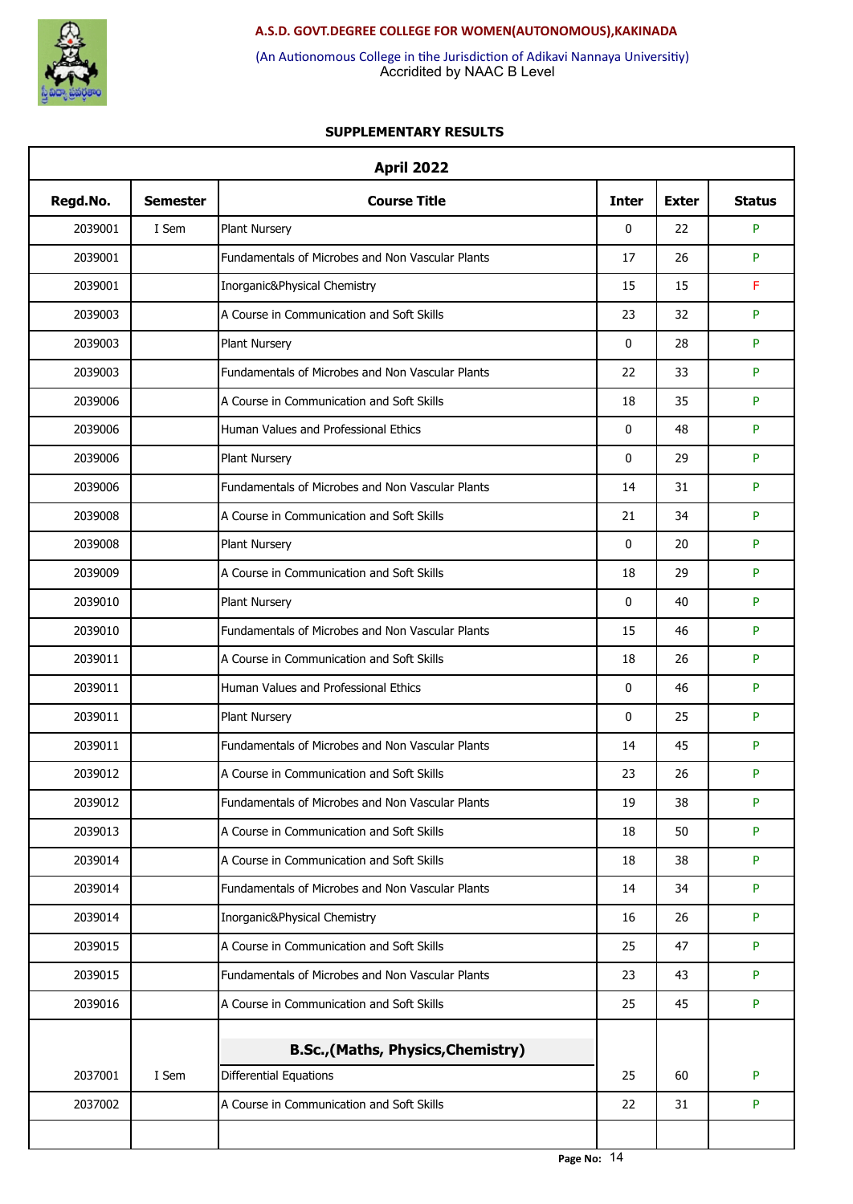**A.S.D. GOVT.DEGREE COLLEGE FOR WOMEN(AUTONOMOUS),KAKINADA**

(An Autionomous College in tihe Jurisdiction of Adikavi Nannaya Universitiy)
Accridited by NAAC B Level

**SUPPLEMENTARY RESULTS**

| April 2022 | | | | | |
|---|---|---|---|---|---|
| **Regd.No.** | **Semester** | **Course Title** | **Inter** | **Exter** | **Status** |
| 2039001 | I Sem | Plant Nursery | 0 | 22 | P |
| 2039001 | | Fundamentals of Microbes and Non Vascular Plants | 17 | 26 | P |
| 2039001 | | Inorganic&Physical Chemistry | 15 | 15 | F |
| 2039003 | | A Course in Communication and Soft Skills | 23 | 32 | P |
| 2039003 | | Plant Nursery | 0 | 28 | P |
| 2039003 | | Fundamentals of Microbes and Non Vascular Plants | 22 | 33 | P |
| 2039006 | | A Course in Communication and Soft Skills | 18 | 35 | P |
| 2039006 | | Human Values and Professional Ethics | 0 | 48 | P |
| 2039006 | | Plant Nursery | 0 | 29 | P |
| 2039006 | | Fundamentals of Microbes and Non Vascular Plants | 14 | 31 | P |
| 2039008 | | A Course in Communication and Soft Skills | 21 | 34 | P |
| 2039008 | | Plant Nursery | 0 | 20 | P |
| 2039009 | | A Course in Communication and Soft Skills | 18 | 29 | P |
| 2039010 | | Plant Nursery | 0 | 40 | P |
| 2039010 | | Fundamentals of Microbes and Non Vascular Plants | 15 | 46 | P |
| 2039011 | | A Course in Communication and Soft Skills | 18 | 26 | P |
| 2039011 | | Human Values and Professional Ethics | 0 | 46 | P |
| 2039011 | | Plant Nursery | 0 | 25 | P |
| 2039011 | | Fundamentals of Microbes and Non Vascular Plants | 14 | 45 | P |
| 2039012 | | A Course in Communication and Soft Skills | 23 | 26 | P |
| 2039012 | | Fundamentals of Microbes and Non Vascular Plants | 19 | 38 | P |
| 2039013 | | A Course in Communication and Soft Skills | 18 | 50 | P |
| 2039014 | | A Course in Communication and Soft Skills | 18 | 38 | P |
| 2039014 | | Fundamentals of Microbes and Non Vascular Plants | 14 | 34 | P |
| 2039014 | | Inorganic&Physical Chemistry | 16 | 26 | P |
| 2039015 | | A Course in Communication and Soft Skills | 25 | 47 | P |
| 2039015 | | Fundamentals of Microbes and Non Vascular Plants | 23 | 43 | P |
| 2039016 | | A Course in Communication and Soft Skills | 25 | 45 | P |
| | | **B.Sc.,(Maths, Physics,Chemistry)** | | | |
| 2037001 | I Sem | Differential Equations | 25 | 60 | P |
| 2037002 | | A Course in Communication and Soft Skills | 22 | 31 | P |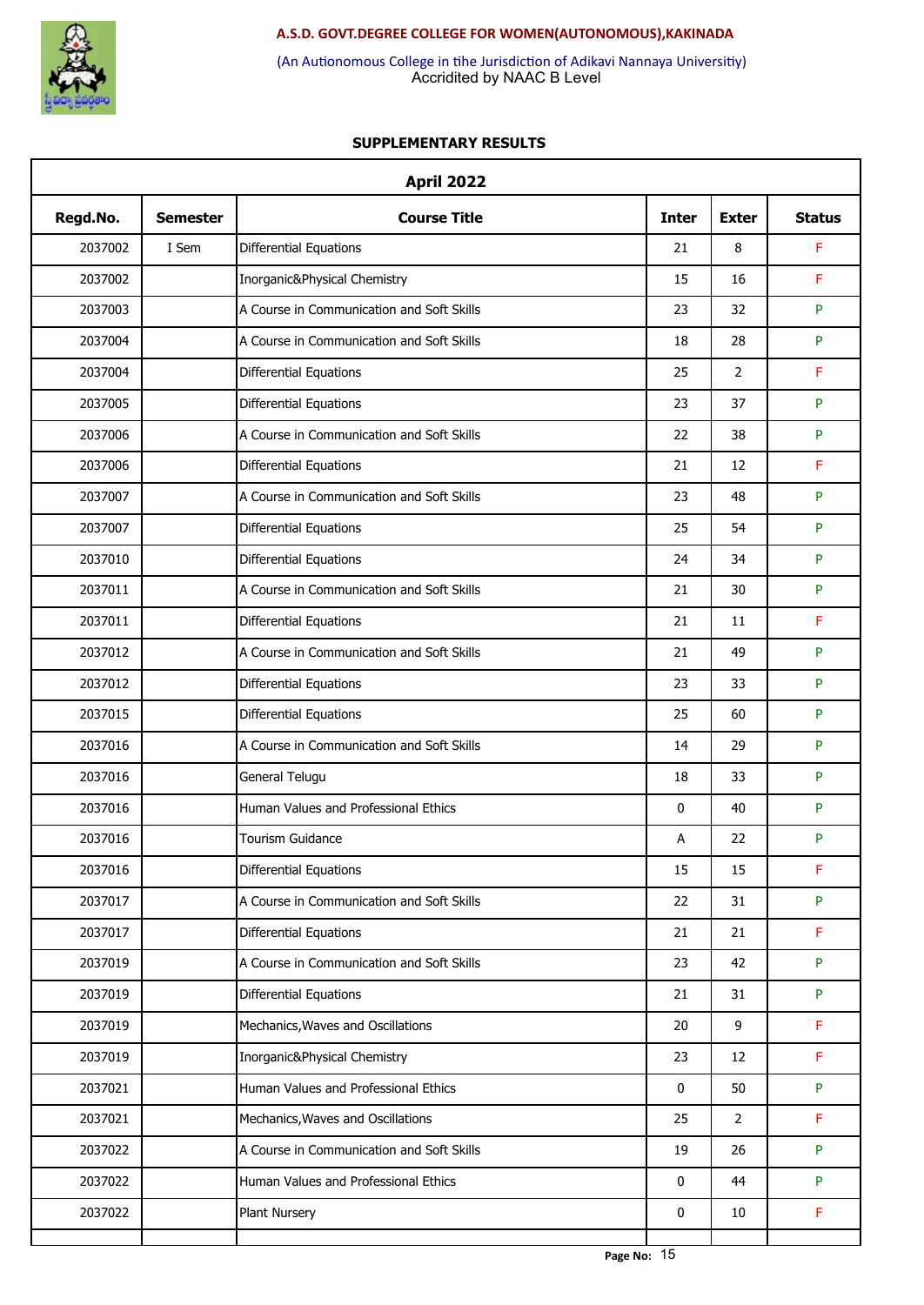**A.S.D. GOVT.DEGREE COLLEGE FOR WOMEN(AUTONOMOUS),KAKINADA**

(An Autionomous College in tihe Jurisdiction of Adikavi Nannaya Universitiy)
Accridited by NAAC B Level

**SUPPLEMENTARY RESULTS**

| April 2022 | | | | | |
|---|---|---|---|---|---|
| **Regd.No.** | **Semester** | **Course Title** | **Inter** | **Exter** | **Status** |
| 2037002 | I Sem | Differential Equations | 21 | 8 | F |
| 2037002 | | Inorganic&Physical Chemistry | 15 | 16 | F |
| 2037003 | | A Course in Communication and Soft Skills | 23 | 32 | P |
| 2037004 | | A Course in Communication and Soft Skills | 18 | 28 | P |
| 2037004 | | Differential Equations | 25 | 2 | F |
| 2037005 | | Differential Equations | 23 | 37 | P |
| 2037006 | | A Course in Communication and Soft Skills | 22 | 38 | P |
| 2037006 | | Differential Equations | 21 | 12 | F |
| 2037007 | | A Course in Communication and Soft Skills | 23 | 48 | P |
| 2037007 | | Differential Equations | 25 | 54 | P |
| 2037010 | | Differential Equations | 24 | 34 | P |
| 2037011 | | A Course in Communication and Soft Skills | 21 | 30 | P |
| 2037011 | | Differential Equations | 21 | 11 | F |
| 2037012 | | A Course in Communication and Soft Skills | 21 | 49 | P |
| 2037012 | | Differential Equations | 23 | 33 | P |
| 2037015 | | Differential Equations | 25 | 60 | P |
| 2037016 | | A Course in Communication and Soft Skills | 14 | 29 | P |
| 2037016 | | General Telugu | 18 | 33 | P |
| 2037016 | | Human Values and Professional Ethics | 0 | 40 | P |
| 2037016 | | Tourism Guidance | A | 22 | P |
| 2037016 | | Differential Equations | 15 | 15 | F |
| 2037017 | | A Course in Communication and Soft Skills | 22 | 31 | P |
| 2037017 | | Differential Equations | 21 | 21 | F |
| 2037019 | | A Course in Communication and Soft Skills | 23 | 42 | P |
| 2037019 | | Differential Equations | 21 | 31 | P |
| 2037019 | | Mechanics,Waves and Oscillations | 20 | 9 | F |
| 2037019 | | Inorganic&Physical Chemistry | 23 | 12 | F |
| 2037021 | | Human Values and Professional Ethics | 0 | 50 | P |
| 2037021 | | Mechanics,Waves and Oscillations | 25 | 2 | F |
| 2037022 | | A Course in Communication and Soft Skills | 19 | 26 | P |
| 2037022 | | Human Values and Professional Ethics | 0 | 44 | P |
| 2037022 | | Plant Nursery | 0 | 10 | F |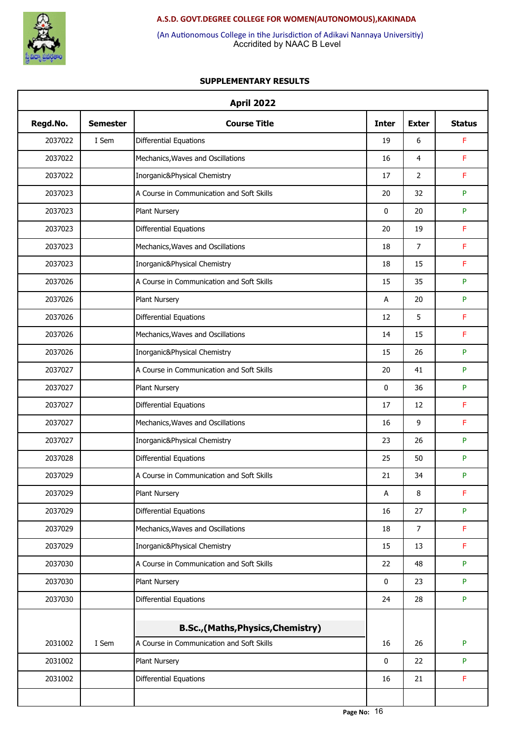**A.S.D. GOVT.DEGREE COLLEGE FOR WOMEN(AUTONOMOUS),KAKINADA**

(An Autionomous College in tihe Jurisdiction of Adikavi Nannaya Universitiy)
Accridited by NAAC B Level

**SUPPLEMENTARY RESULTS**

| April 2022 | | | | | |
|---|---|---|---|---|---|
| **Regd.No.** | **Semester** | **Course Title** | **Inter** | **Exter** | **Status** |
| 2037022 | I Sem | Differential Equations | 19 | 6 | F |
| 2037022 | | Mechanics,Waves and Oscillations | 16 | 4 | F |
| 2037022 | | Inorganic&Physical Chemistry | 17 | 2 | F |
| 2037023 | | A Course in Communication and Soft Skills | 20 | 32 | P |
| 2037023 | | Plant Nursery | 0 | 20 | P |
| 2037023 | | Differential Equations | 20 | 19 | F |
| 2037023 | | Mechanics,Waves and Oscillations | 18 | 7 | F |
| 2037023 | | Inorganic&Physical Chemistry | 18 | 15 | F |
| 2037026 | | A Course in Communication and Soft Skills | 15 | 35 | P |
| 2037026 | | Plant Nursery | A | 20 | P |
| 2037026 | | Differential Equations | 12 | 5 | F |
| 2037026 | | Mechanics,Waves and Oscillations | 14 | 15 | F |
| 2037026 | | Inorganic&Physical Chemistry | 15 | 26 | P |
| 2037027 | | A Course in Communication and Soft Skills | 20 | 41 | P |
| 2037027 | | Plant Nursery | 0 | 36 | P |
| 2037027 | | Differential Equations | 17 | 12 | F |
| 2037027 | | Mechanics,Waves and Oscillations | 16 | 9 | F |
| 2037027 | | Inorganic&Physical Chemistry | 23 | 26 | P |
| 2037028 | | Differential Equations | 25 | 50 | P |
| 2037029 | | A Course in Communication and Soft Skills | 21 | 34 | P |
| 2037029 | | Plant Nursery | A | 8 | F |
| 2037029 | | Differential Equations | 16 | 27 | P |
| 2037029 | | Mechanics,Waves and Oscillations | 18 | 7 | F |
| 2037029 | | Inorganic&Physical Chemistry | 15 | 13 | F |
| 2037030 | | A Course in Communication and Soft Skills | 22 | 48 | P |
| 2037030 | | Plant Nursery | 0 | 23 | P |
| 2037030 | | Differential Equations | 24 | 28 | P |
| | | **B.Sc.,(Maths,Physics,Chemistry)** | | | |
| 2031002 | I Sem | A Course in Communication and Soft Skills | 16 | 26 | P |
| 2031002 | | Plant Nursery | 0 | 22 | P |
| 2031002 | | Differential Equations | 16 | 21 | F |
| | | | | | |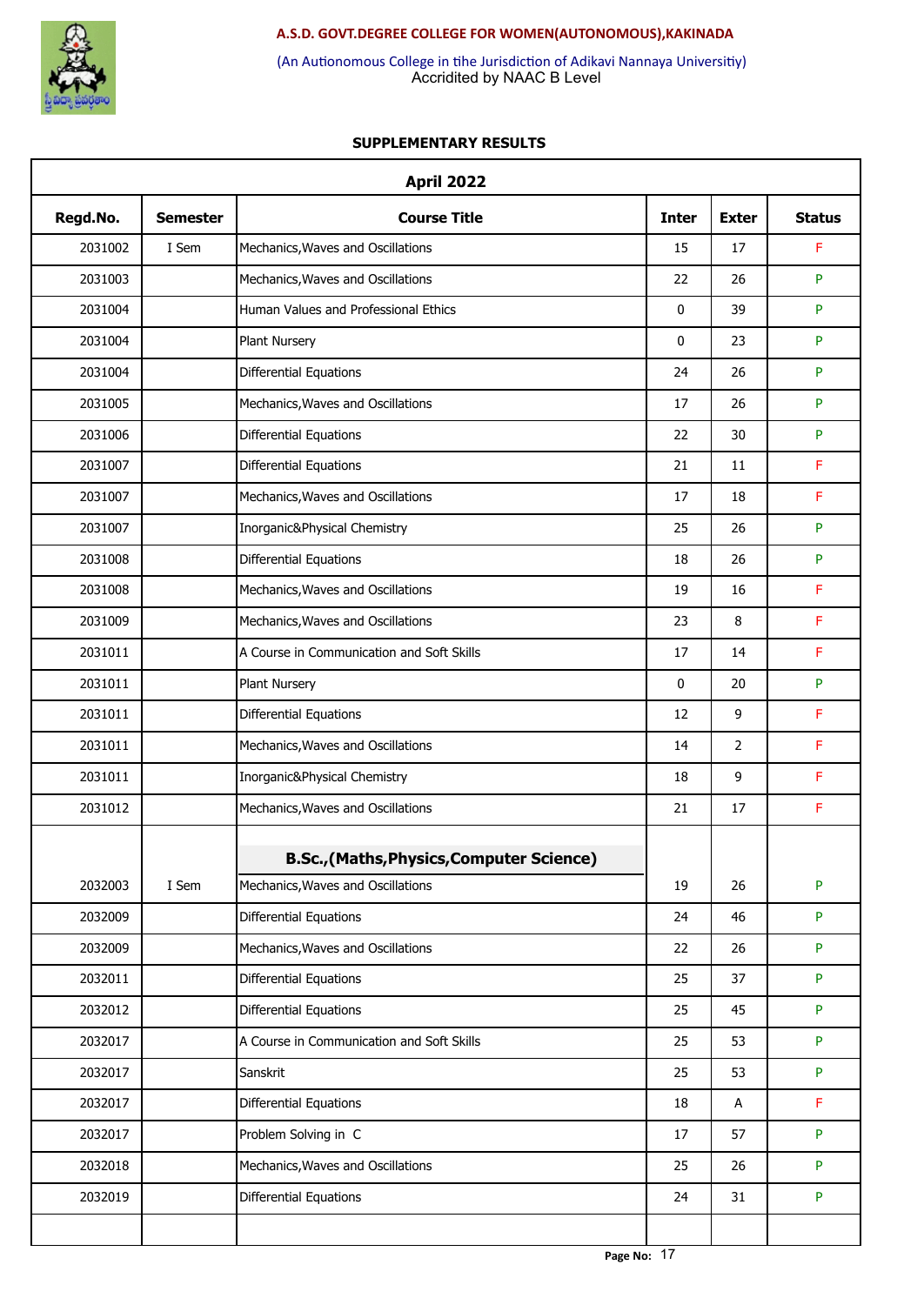**A.S.D. GOVT.DEGREE COLLEGE FOR WOMEN(AUTONOMOUS),KAKINADA**

(An Autionomous College in tihe Jurisdiction of Adikavi Nannaya Universitiy)
Accridited by NAAC B Level

## SUPPLEMENTARY RESULTS

| April 2022 | | | | | |
|---|---|---|---|---|---|
| **Regd.No.** | **Semester** | **Course Title** | **Inter** | **Exter** | **Status** |
| 2031002 | I Sem | Mechanics,Waves and Oscillations | 15 | 17 | F |
| 2031003 | | Mechanics,Waves and Oscillations | 22 | 26 | P |
| 2031004 | | Human Values and Professional Ethics | 0 | 39 | P |
| 2031004 | | Plant Nursery | 0 | 23 | P |
| 2031004 | | Differential Equations | 24 | 26 | P |
| 2031005 | | Mechanics,Waves and Oscillations | 17 | 26 | P |
| 2031006 | | Differential Equations | 22 | 30 | P |
| 2031007 | | Differential Equations | 21 | 11 | F |
| 2031007 | | Mechanics,Waves and Oscillations | 17 | 18 | F |
| 2031007 | | Inorganic&Physical Chemistry | 25 | 26 | P |
| 2031008 | | Differential Equations | 18 | 26 | P |
| 2031008 | | Mechanics,Waves and Oscillations | 19 | 16 | F |
| 2031009 | | Mechanics,Waves and Oscillations | 23 | 8 | F |
| 2031011 | | A Course in Communication and Soft Skills | 17 | 14 | F |
| 2031011 | | Plant Nursery | 0 | 20 | P |
| 2031011 | | Differential Equations | 12 | 9 | F |
| 2031011 | | Mechanics,Waves and Oscillations | 14 | 2 | F |
| 2031011 | | Inorganic&Physical Chemistry | 18 | 9 | F |
| 2031012 | | Mechanics,Waves and Oscillations | 21 | 17 | F |
| | | **B.Sc.,(Maths,Physics,Computer Science)** | | | |
| 2032003 | I Sem | Mechanics,Waves and Oscillations | 19 | 26 | P |
| 2032009 | | Differential Equations | 24 | 46 | P |
| 2032009 | | Mechanics,Waves and Oscillations | 22 | 26 | P |
| 2032011 | | Differential Equations | 25 | 37 | P |
| 2032012 | | Differential Equations | 25 | 45 | P |
| 2032017 | | A Course in Communication and Soft Skills | 25 | 53 | P |
| 2032017 | | Sanskrit | 25 | 53 | P |
| 2032017 | | Differential Equations | 18 | A | F |
| 2032017 | | Problem Solving in C | 17 | 57 | P |
| 2032018 | | Mechanics,Waves and Oscillations | 25 | 26 | P |
| 2032019 | | Differential Equations | 24 | 31 | P |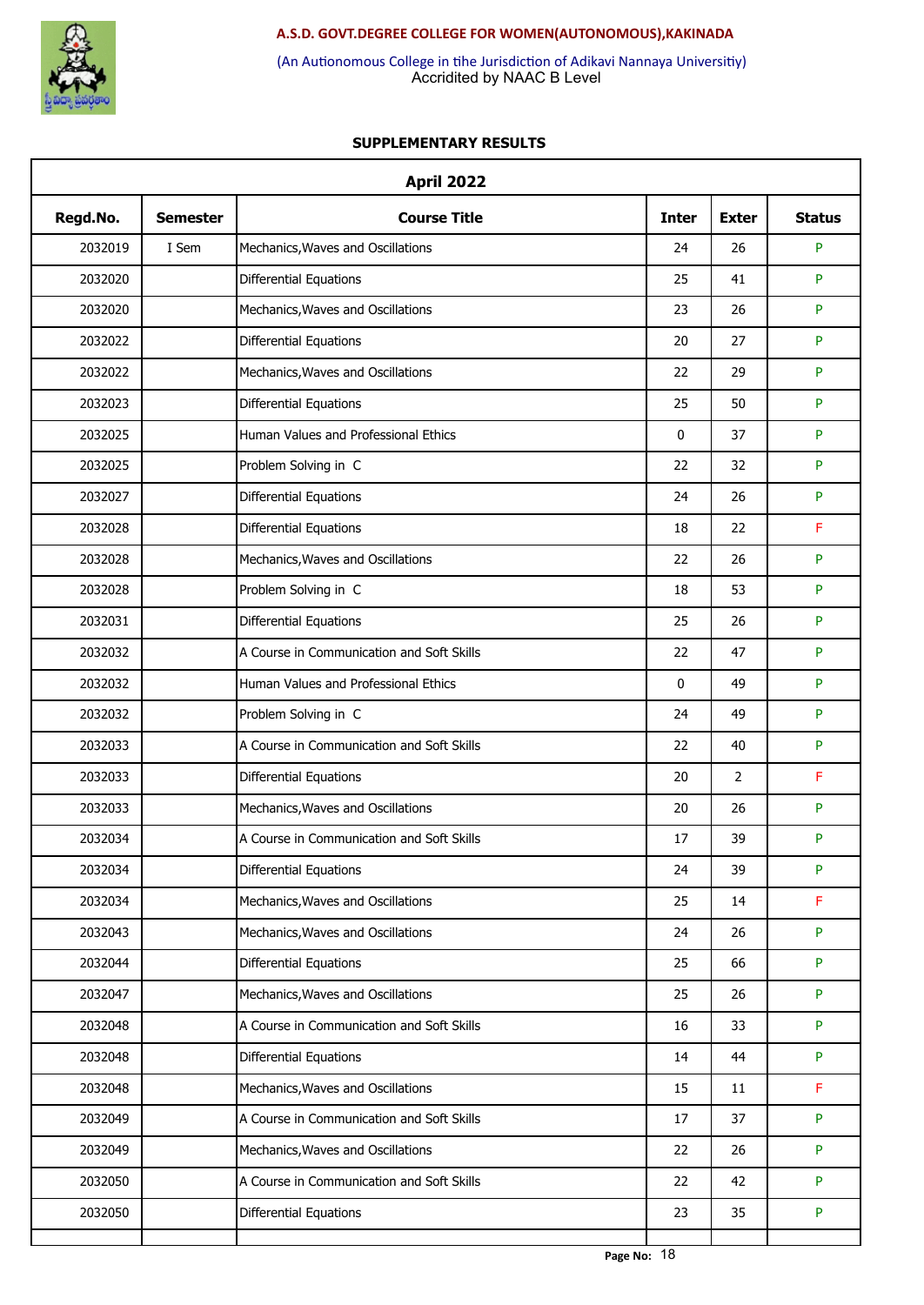**A.S.D. GOVT.DEGREE COLLEGE FOR WOMEN(AUTONOMOUS),KAKINADA**

(An Autionomous College in tihe Jurisdiction of Adikavi Nannaya Universitiy)
Accridited by NAAC B Level

**SUPPLEMENTARY RESULTS**

| April 2022 | | | | | |
|---|---|---|---|---|---|
| **Regd.No.** | **Semester** | **Course Title** | **Inter** | **Exter** | **Status** |
| 2032019 | I Sem | Mechanics,Waves and Oscillations | 24 | 26 | P |
| 2032020 | | Differential Equations | 25 | 41 | P |
| 2032020 | | Mechanics,Waves and Oscillations | 23 | 26 | P |
| 2032022 | | Differential Equations | 20 | 27 | P |
| 2032022 | | Mechanics,Waves and Oscillations | 22 | 29 | P |
| 2032023 | | Differential Equations | 25 | 50 | P |
| 2032025 | | Human Values and Professional Ethics | 0 | 37 | P |
| 2032025 | | Problem Solving in C | 22 | 32 | P |
| 2032027 | | Differential Equations | 24 | 26 | P |
| 2032028 | | Differential Equations | 18 | 22 | F |
| 2032028 | | Mechanics,Waves and Oscillations | 22 | 26 | P |
| 2032028 | | Problem Solving in C | 18 | 53 | P |
| 2032031 | | Differential Equations | 25 | 26 | P |
| 2032032 | | A Course in Communication and Soft Skills | 22 | 47 | P |
| 2032032 | | Human Values and Professional Ethics | 0 | 49 | P |
| 2032032 | | Problem Solving in C | 24 | 49 | P |
| 2032033 | | A Course in Communication and Soft Skills | 22 | 40 | P |
| 2032033 | | Differential Equations | 20 | 2 | F |
| 2032033 | | Mechanics,Waves and Oscillations | 20 | 26 | P |
| 2032034 | | A Course in Communication and Soft Skills | 17 | 39 | P |
| 2032034 | | Differential Equations | 24 | 39 | P |
| 2032034 | | Mechanics,Waves and Oscillations | 25 | 14 | F |
| 2032043 | | Mechanics,Waves and Oscillations | 24 | 26 | P |
| 2032044 | | Differential Equations | 25 | 66 | P |
| 2032047 | | Mechanics,Waves and Oscillations | 25 | 26 | P |
| 2032048 | | A Course in Communication and Soft Skills | 16 | 33 | P |
| 2032048 | | Differential Equations | 14 | 44 | P |
| 2032048 | | Mechanics,Waves and Oscillations | 15 | 11 | F |
| 2032049 | | A Course in Communication and Soft Skills | 17 | 37 | P |
| 2032049 | | Mechanics,Waves and Oscillations | 22 | 26 | P |
| 2032050 | | A Course in Communication and Soft Skills | 22 | 42 | P |
| 2032050 | | Differential Equations | 23 | 35 | P |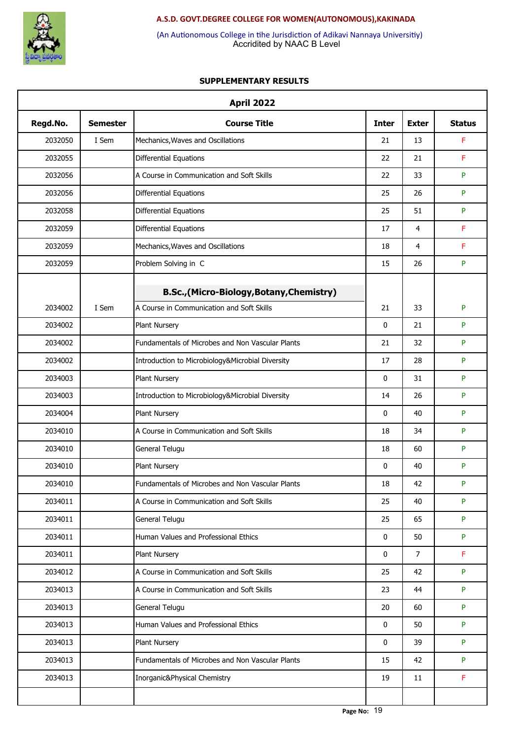**A.S.D. GOVT.DEGREE COLLEGE FOR WOMEN(AUTONOMOUS),KAKINADA**

(An Autionomous College in tihe Jurisdiction of Adikavi Nannaya Universitiy)
Accridited by NAAC B Level

### SUPPLEMENTARY RESULTS

| April 2022 | | | | | |
|---|---|---|---|---|---|
| **Regd.No.** | **Semester** | **Course Title** | **Inter** | **Exter** | **Status** |
| 2032050 | I Sem | Mechanics,Waves and Oscillations | 21 | 13 | F |
| 2032055 | | Differential Equations | 22 | 21 | F |
| 2032056 | | A Course in Communication and Soft Skills | 22 | 33 | P |
| 2032056 | | Differential Equations | 25 | 26 | P |
| 2032058 | | Differential Equations | 25 | 51 | P |
| 2032059 | | Differential Equations | 17 | 4 | F |
| 2032059 | | Mechanics,Waves and Oscillations | 18 | 4 | F |
| 2032059 | | Problem Solving in C | 15 | 26 | P |
| | | **B.Sc.,(Micro-Biology,Botany,Chemistry)** | | | |
| 2034002 | I Sem | A Course in Communication and Soft Skills | 21 | 33 | P |
| 2034002 | | Plant Nursery | 0 | 21 | P |
| 2034002 | | Fundamentals of Microbes and Non Vascular Plants | 21 | 32 | P |
| 2034002 | | Introduction to Microbiology&Microbial Diversity | 17 | 28 | P |
| 2034003 | | Plant Nursery | 0 | 31 | P |
| 2034003 | | Introduction to Microbiology&Microbial Diversity | 14 | 26 | P |
| 2034004 | | Plant Nursery | 0 | 40 | P |
| 2034010 | | A Course in Communication and Soft Skills | 18 | 34 | P |
| 2034010 | | General Telugu | 18 | 60 | P |
| 2034010 | | Plant Nursery | 0 | 40 | P |
| 2034010 | | Fundamentals of Microbes and Non Vascular Plants | 18 | 42 | P |
| 2034011 | | A Course in Communication and Soft Skills | 25 | 40 | P |
| 2034011 | | General Telugu | 25 | 65 | P |
| 2034011 | | Human Values and Professional Ethics | 0 | 50 | P |
| 2034011 | | Plant Nursery | 0 | 7 | F |
| 2034012 | | A Course in Communication and Soft Skills | 25 | 42 | P |
| 2034013 | | A Course in Communication and Soft Skills | 23 | 44 | P |
| 2034013 | | General Telugu | 20 | 60 | P |
| 2034013 | | Human Values and Professional Ethics | 0 | 50 | P |
| 2034013 | | Plant Nursery | 0 | 39 | P |
| 2034013 | | Fundamentals of Microbes and Non Vascular Plants | 15 | 42 | P |
| 2034013 | | Inorganic&Physical Chemistry | 19 | 11 | F |
| | | | | | |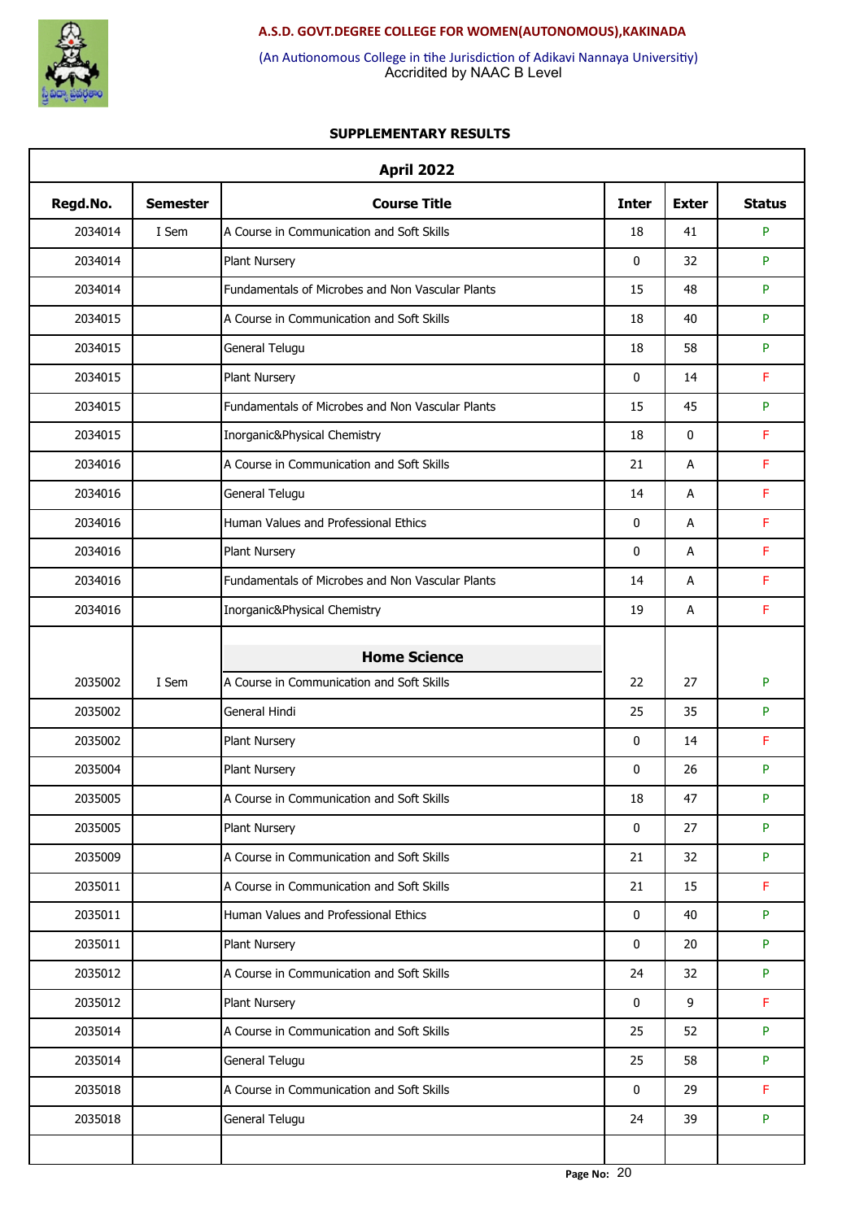**A.S.D. GOVT.DEGREE COLLEGE FOR WOMEN(AUTONOMOUS),KAKINADA**

(An Autionomous College in tihe Jurisdiction of Adikavi Nannaya Universitiy)
Accridited by NAAC B Level

**SUPPLEMENTARY RESULTS**

| April 2022 | | | | | |
|---|---|---|---|---|---|
| **Regd.No.** | **Semester** | **Course Title** | **Inter** | **Exter** | **Status** |
| 2034014 | I Sem | A Course in Communication and Soft Skills | 18 | 41 | P |
| 2034014 | | Plant Nursery | 0 | 32 | P |
| 2034014 | | Fundamentals of Microbes and Non Vascular Plants | 15 | 48 | P |
| 2034015 | | A Course in Communication and Soft Skills | 18 | 40 | P |
| 2034015 | | General Telugu | 18 | 58 | P |
| 2034015 | | Plant Nursery | 0 | 14 | F |
| 2034015 | | Fundamentals of Microbes and Non Vascular Plants | 15 | 45 | P |
| 2034015 | | Inorganic&Physical Chemistry | 18 | 0 | F |
| 2034016 | | A Course in Communication and Soft Skills | 21 | A | F |
| 2034016 | | General Telugu | 14 | A | F |
| 2034016 | | Human Values and Professional Ethics | 0 | A | F |
| 2034016 | | Plant Nursery | 0 | A | F |
| 2034016 | | Fundamentals of Microbes and Non Vascular Plants | 14 | A | F |
| 2034016 | | Inorganic&Physical Chemistry | 19 | A | F |
| | | **Home Science** | | | |
| 2035002 | I Sem | A Course in Communication and Soft Skills | 22 | 27 | P |
| 2035002 | | General Hindi | 25 | 35 | P |
| 2035002 | | Plant Nursery | 0 | 14 | F |
| 2035004 | | Plant Nursery | 0 | 26 | P |
| 2035005 | | A Course in Communication and Soft Skills | 18 | 47 | P |
| 2035005 | | Plant Nursery | 0 | 27 | P |
| 2035009 | | A Course in Communication and Soft Skills | 21 | 32 | P |
| 2035011 | | A Course in Communication and Soft Skills | 21 | 15 | F |
| 2035011 | | Human Values and Professional Ethics | 0 | 40 | P |
| 2035011 | | Plant Nursery | 0 | 20 | P |
| 2035012 | | A Course in Communication and Soft Skills | 24 | 32 | P |
| 2035012 | | Plant Nursery | 0 | 9 | F |
| 2035014 | | A Course in Communication and Soft Skills | 25 | 52 | P |
| 2035014 | | General Telugu | 25 | 58 | P |
| 2035018 | | A Course in Communication and Soft Skills | 0 | 29 | F |
| 2035018 | | General Telugu | 24 | 39 | P |
| | | | | | |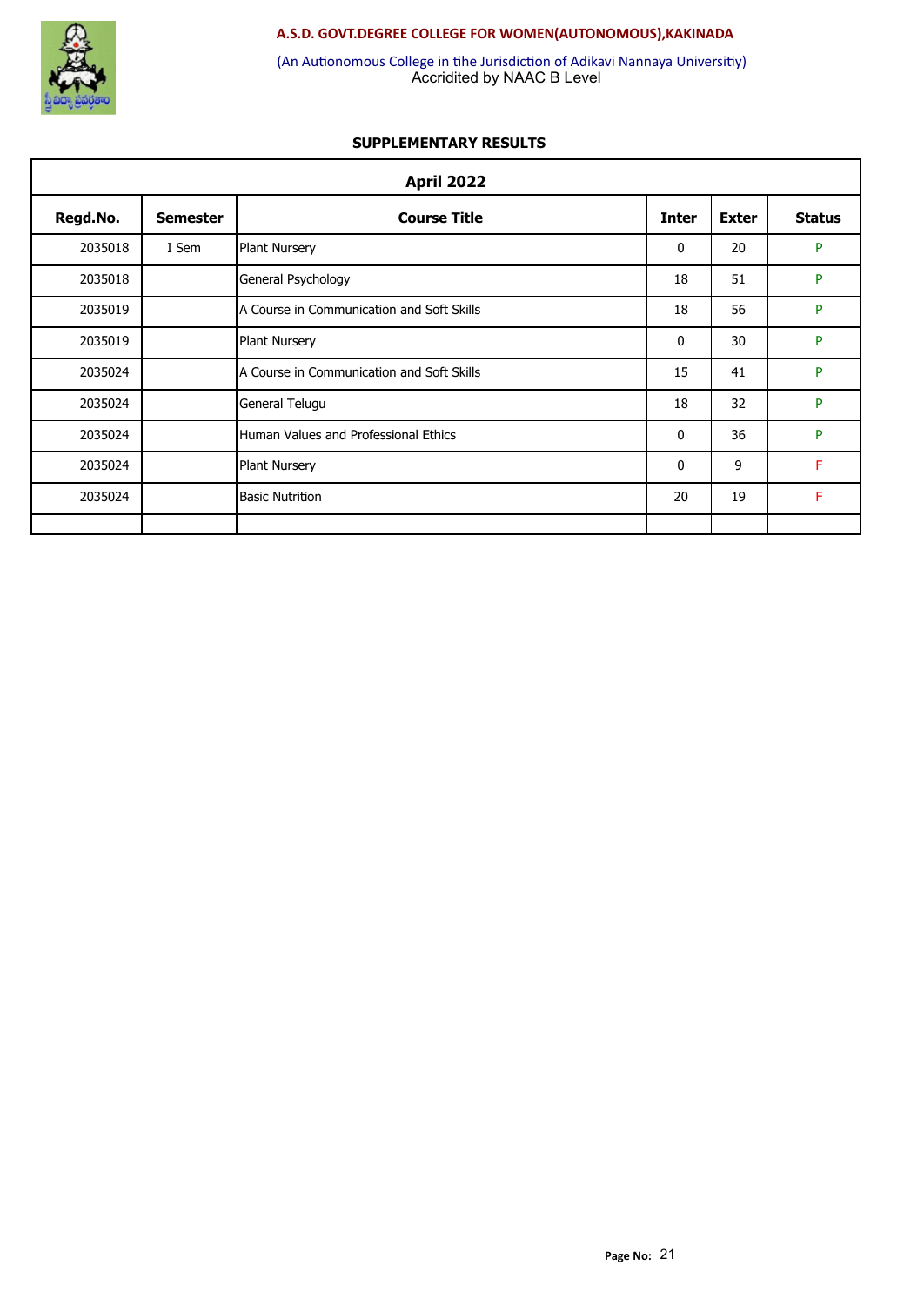**A.S.D. GOVT.DEGREE COLLEGE FOR WOMEN(AUTONOMOUS),KAKINADA**

(An Autionomous College in tihe Jurisdiction of Adikavi Nannaya Universitiy)
Accridited by NAAC B Level

## SUPPLEMENTARY RESULTS

| April 2022 | | | | | |
|---|---|---|---|---|---|
| **Regd.No.** | **Semester** | **Course Title** | **Inter** | **Exter** | **Status** |
| 2035018 | I Sem | Plant Nursery | 0 | 20 | P |
| 2035018 | | General Psychology | 18 | 51 | P |
| 2035019 | | A Course in Communication and Soft Skills | 18 | 56 | P |
| 2035019 | | Plant Nursery | 0 | 30 | P |
| 2035024 | | A Course in Communication and Soft Skills | 15 | 41 | P |
| 2035024 | | General Telugu | 18 | 32 | P |
| 2035024 | | Human Values and Professional Ethics | 0 | 36 | P |
| 2035024 | | Plant Nursery | 0 | 9 | F |
| 2035024 | | Basic Nutrition | 20 | 19 | F |
| | | | | | |